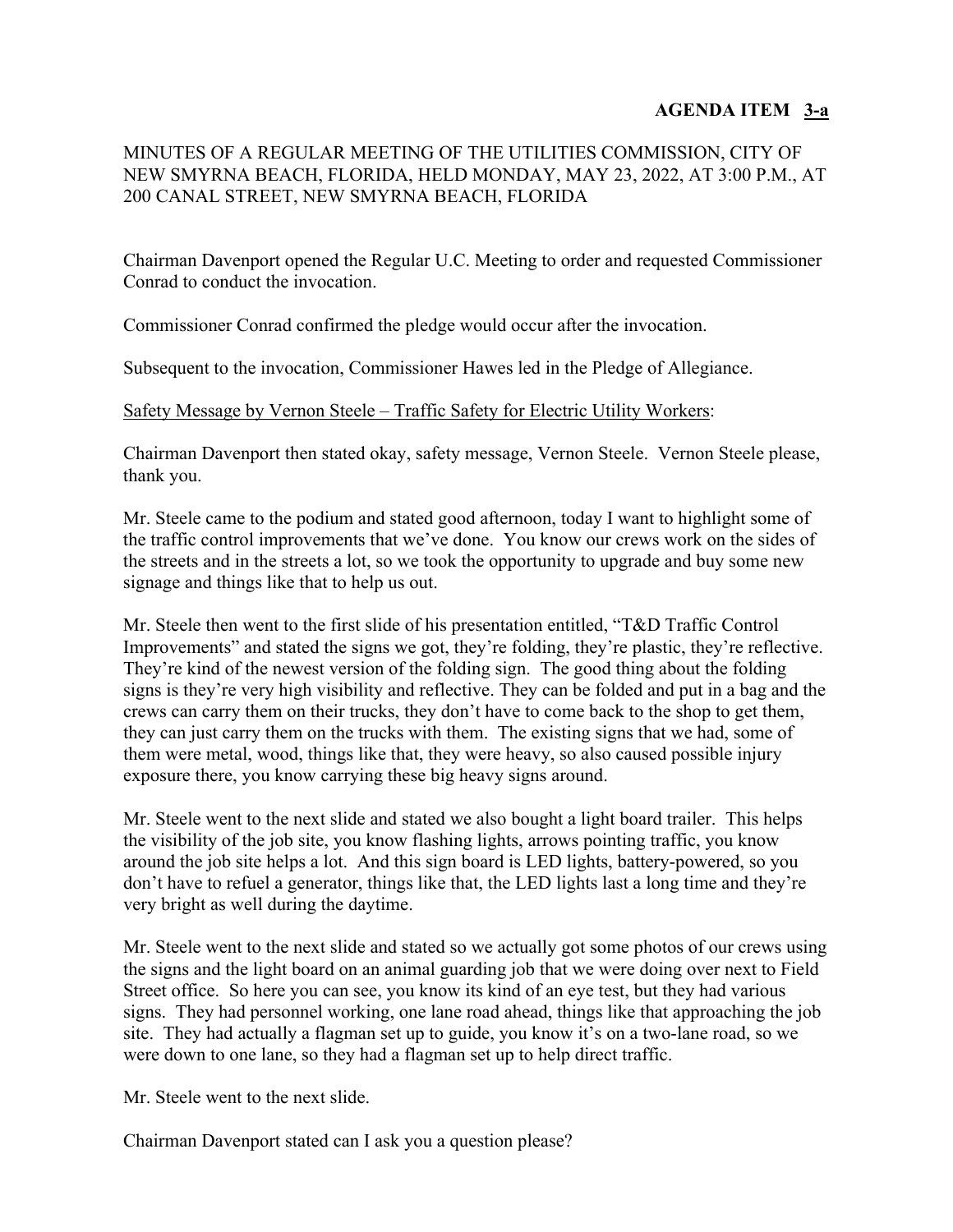**AGENDA ITEM 3-a**

MINUTES OF A REGULAR MEETING OF THE UTILITIES COMMISSION, CITY OF NEW SMYRNA BEACH, FLORIDA, HELD MONDAY, MAY 23, 2022, AT 3:00 P.M., AT 200 CANAL STREET, NEW SMYRNA BEACH, FLORIDA

Chairman Davenport opened the Regular U.C. Meeting to order and requested Commissioner Conrad to conduct the invocation.

Commissioner Conrad confirmed the pledge would occur after the invocation.

Subsequent to the invocation, Commissioner Hawes led in the Pledge of Allegiance.

Safety Message by Vernon Steele – Traffic Safety for Electric Utility Workers:

Chairman Davenport then stated okay, safety message, Vernon Steele. Vernon Steele please, thank you.

Mr. Steele came to the podium and stated good afternoon, today I want to highlight some of the traffic control improvements that we've done. You know our crews work on the sides of the streets and in the streets a lot, so we took the opportunity to upgrade and buy some new signage and things like that to help us out.

Mr. Steele then went to the first slide of his presentation entitled, "T&D Traffic Control Improvements" and stated the signs we got, they're folding, they're plastic, they're reflective. They're kind of the newest version of the folding sign. The good thing about the folding signs is they're very high visibility and reflective. They can be folded and put in a bag and the crews can carry them on their trucks, they don't have to come back to the shop to get them, they can just carry them on the trucks with them. The existing signs that we had, some of them were metal, wood, things like that, they were heavy, so also caused possible injury exposure there, you know carrying these big heavy signs around.

Mr. Steele went to the next slide and stated we also bought a light board trailer. This helps the visibility of the job site, you know flashing lights, arrows pointing traffic, you know around the job site helps a lot. And this sign board is LED lights, battery-powered, so you don't have to refuel a generator, things like that, the LED lights last a long time and they're very bright as well during the daytime.

Mr. Steele went to the next slide and stated so we actually got some photos of our crews using the signs and the light board on an animal guarding job that we were doing over next to Field Street office. So here you can see, you know its kind of an eye test, but they had various signs. They had personnel working, one lane road ahead, things like that approaching the job site. They had actually a flagman set up to guide, you know it's on a two-lane road, so we were down to one lane, so they had a flagman set up to help direct traffic.

Mr. Steele went to the next slide.

Chairman Davenport stated can I ask you a question please?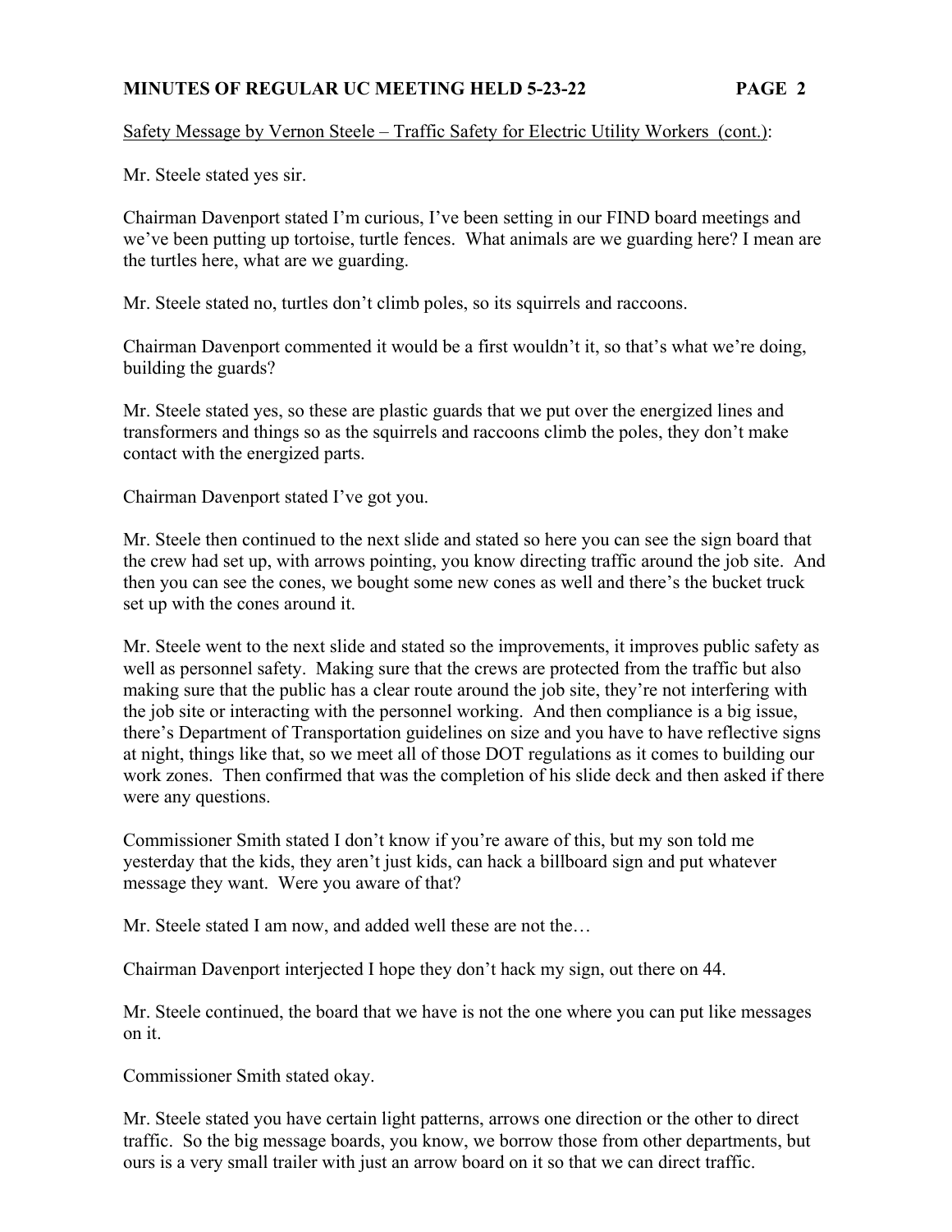Safety Message by Vernon Steele – Traffic Safety for Electric Utility Workers (cont.):

Mr. Steele stated yes sir.

Chairman Davenport stated I'm curious, I've been setting in our FIND board meetings and we've been putting up tortoise, turtle fences. What animals are we guarding here? I mean are the turtles here, what are we guarding.

Mr. Steele stated no, turtles don't climb poles, so its squirrels and raccoons.

Chairman Davenport commented it would be a first wouldn't it, so that's what we're doing, building the guards?

Mr. Steele stated yes, so these are plastic guards that we put over the energized lines and transformers and things so as the squirrels and raccoons climb the poles, they don't make contact with the energized parts.

Chairman Davenport stated I've got you.

Mr. Steele then continued to the next slide and stated so here you can see the sign board that the crew had set up, with arrows pointing, you know directing traffic around the job site. And then you can see the cones, we bought some new cones as well and there's the bucket truck set up with the cones around it.

Mr. Steele went to the next slide and stated so the improvements, it improves public safety as well as personnel safety. Making sure that the crews are protected from the traffic but also making sure that the public has a clear route around the job site, they're not interfering with the job site or interacting with the personnel working. And then compliance is a big issue, there's Department of Transportation guidelines on size and you have to have reflective signs at night, things like that, so we meet all of those DOT regulations as it comes to building our work zones. Then confirmed that was the completion of his slide deck and then asked if there were any questions.

Commissioner Smith stated I don't know if you're aware of this, but my son told me yesterday that the kids, they aren't just kids, can hack a billboard sign and put whatever message they want. Were you aware of that?

Mr. Steele stated I am now, and added well these are not the…

Chairman Davenport interjected I hope they don't hack my sign, out there on 44.

Mr. Steele continued, the board that we have is not the one where you can put like messages on it.

Commissioner Smith stated okay.

Mr. Steele stated you have certain light patterns, arrows one direction or the other to direct traffic. So the big message boards, you know, we borrow those from other departments, but ours is a very small trailer with just an arrow board on it so that we can direct traffic.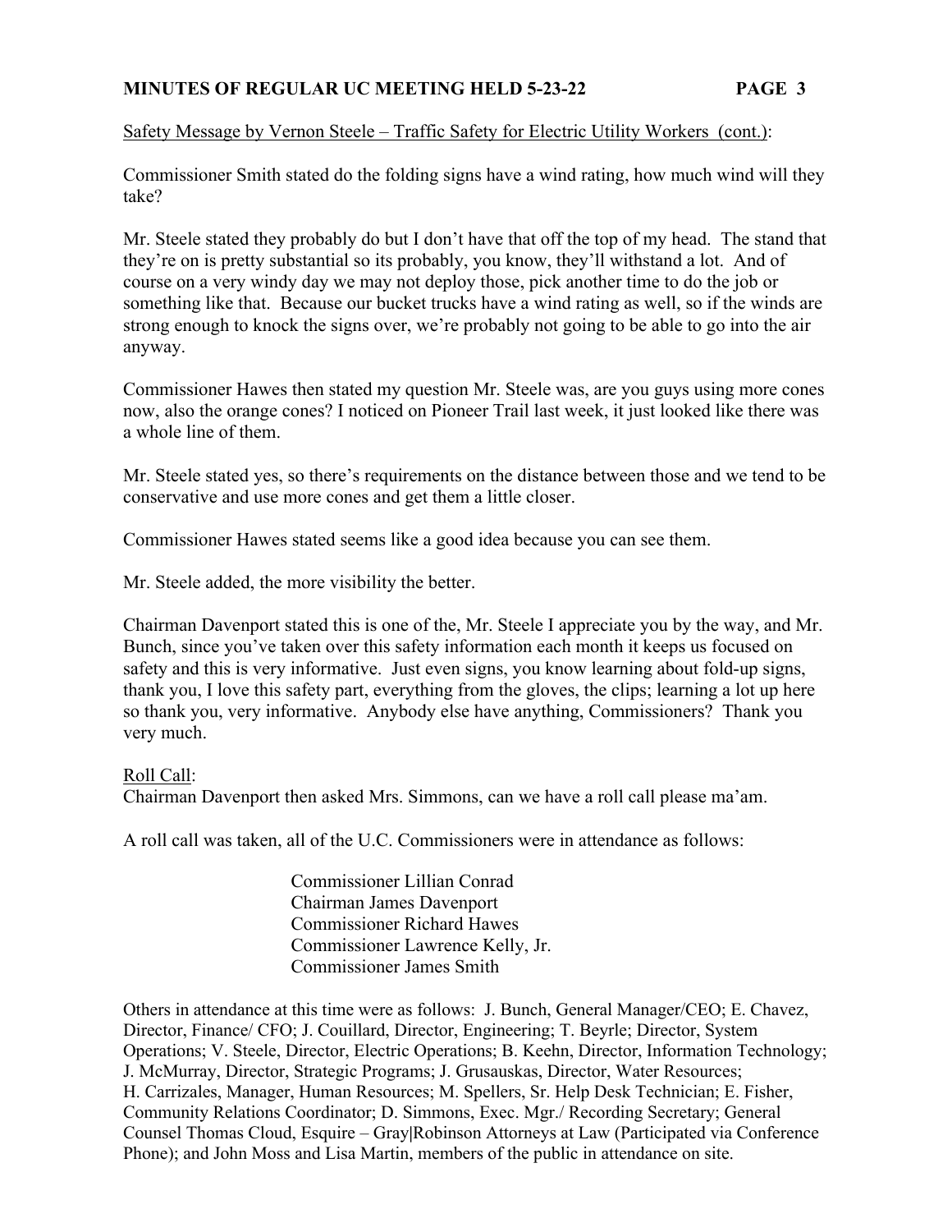Safety Message by Vernon Steele – Traffic Safety for Electric Utility Workers (cont.):

Commissioner Smith stated do the folding signs have a wind rating, how much wind will they take?

Mr. Steele stated they probably do but I don't have that off the top of my head. The stand that they're on is pretty substantial so its probably, you know, they'll withstand a lot. And of course on a very windy day we may not deploy those, pick another time to do the job or something like that. Because our bucket trucks have a wind rating as well, so if the winds are strong enough to knock the signs over, we're probably not going to be able to go into the air anyway.

Commissioner Hawes then stated my question Mr. Steele was, are you guys using more cones now, also the orange cones? I noticed on Pioneer Trail last week, it just looked like there was a whole line of them.

Mr. Steele stated yes, so there's requirements on the distance between those and we tend to be conservative and use more cones and get them a little closer.

Commissioner Hawes stated seems like a good idea because you can see them.

Mr. Steele added, the more visibility the better.

Chairman Davenport stated this is one of the, Mr. Steele I appreciate you by the way, and Mr. Bunch, since you've taken over this safety information each month it keeps us focused on safety and this is very informative. Just even signs, you know learning about fold-up signs, thank you, I love this safety part, everything from the gloves, the clips; learning a lot up here so thank you, very informative. Anybody else have anything, Commissioners? Thank you very much.

Roll Call:

Chairman Davenport then asked Mrs. Simmons, can we have a roll call please ma'am.

A roll call was taken, all of the U.C. Commissioners were in attendance as follows:

Commissioner Lillian Conrad
Chairman James Davenport
Commissioner Richard Hawes
Commissioner Lawrence Kelly, Jr.
Commissioner James Smith

Others in attendance at this time were as follows: J. Bunch, General Manager/CEO; E. Chavez, Director, Finance/ CFO; J. Couillard, Director, Engineering; T. Beyrle; Director, System Operations; V. Steele, Director, Electric Operations; B. Keehn, Director, Information Technology; J. McMurray, Director, Strategic Programs; J. Grusauskas, Director, Water Resources; H. Carrizales, Manager, Human Resources; M. Spellers, Sr. Help Desk Technician; E. Fisher, Community Relations Coordinator; D. Simmons, Exec. Mgr./ Recording Secretary; General Counsel Thomas Cloud, Esquire – Gray|Robinson Attorneys at Law (Participated via Conference Phone); and John Moss and Lisa Martin, members of the public in attendance on site.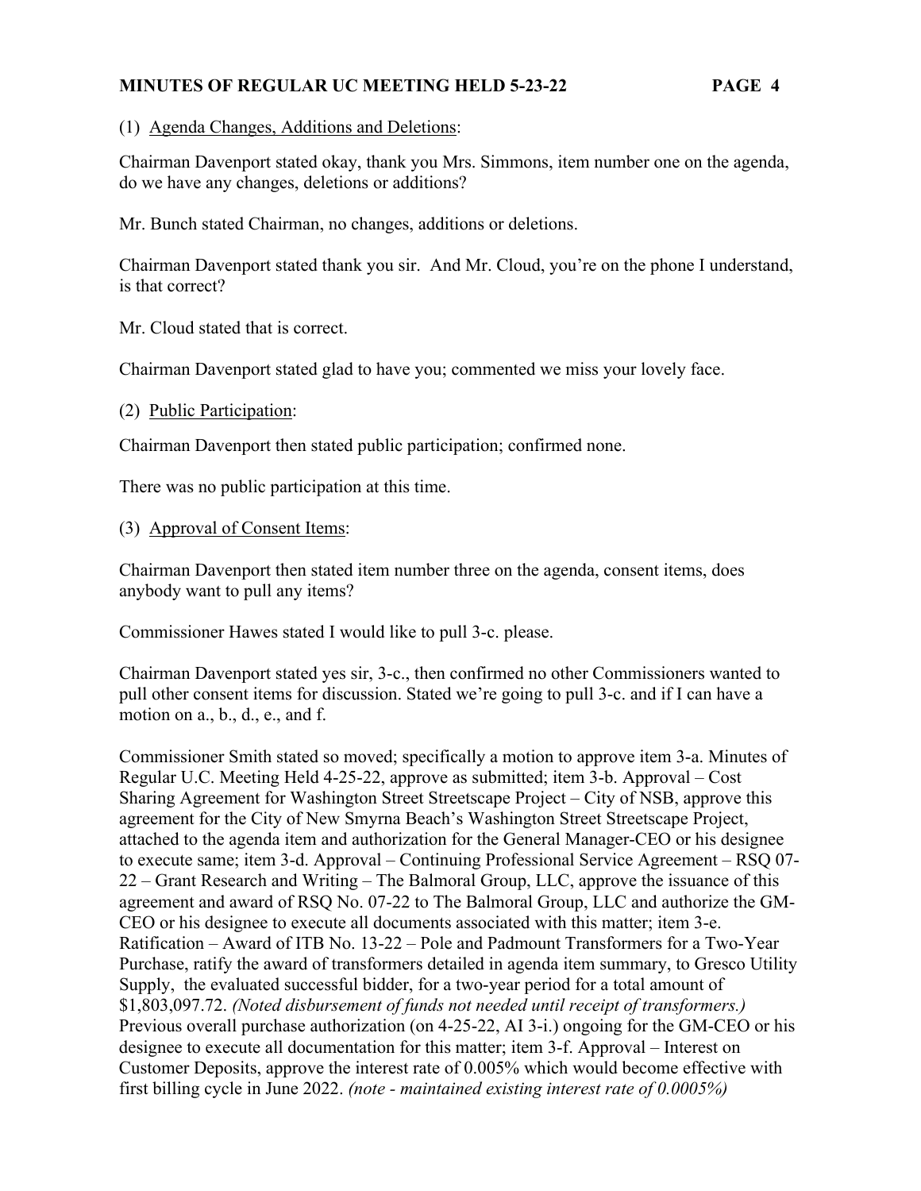(1) <u>Agenda Changes, Additions and Deletions</u>:

Chairman Davenport stated okay, thank you Mrs. Simmons, item number one on the agenda, do we have any changes, deletions or additions?

Mr. Bunch stated Chairman, no changes, additions or deletions.

Chairman Davenport stated thank you sir. And Mr. Cloud, you're on the phone I understand, is that correct?

Mr. Cloud stated that is correct.

Chairman Davenport stated glad to have you; commented we miss your lovely face.

(2) <u>Public Participation</u>:

Chairman Davenport then stated public participation; confirmed none.

There was no public participation at this time.

(3) <u>Approval of Consent Items</u>:

Chairman Davenport then stated item number three on the agenda, consent items, does anybody want to pull any items?

Commissioner Hawes stated I would like to pull 3-c. please.

Chairman Davenport stated yes sir, 3-c., then confirmed no other Commissioners wanted to pull other consent items for discussion. Stated we're going to pull 3-c. and if I can have a motion on a., b., d., e., and f.

Commissioner Smith stated so moved; specifically a motion to approve item 3-a. Minutes of Regular U.C. Meeting Held 4-25-22, approve as submitted; item 3-b. Approval – Cost Sharing Agreement for Washington Street Streetscape Project – City of NSB, approve this agreement for the City of New Smyrna Beach's Washington Street Streetscape Project, attached to the agenda item and authorization for the General Manager-CEO or his designee to execute same; item 3-d. Approval – Continuing Professional Service Agreement – RSQ 07-22 – Grant Research and Writing – The Balmoral Group, LLC, approve the issuance of this agreement and award of RSQ No. 07-22 to The Balmoral Group, LLC and authorize the GM-CEO or his designee to execute all documents associated with this matter; item 3-e. Ratification – Award of ITB No. 13-22 – Pole and Padmount Transformers for a Two-Year Purchase, ratify the award of transformers detailed in agenda item summary, to Gresco Utility Supply, the evaluated successful bidder, for a two-year period for a total amount of $1,803,097.72. *(Noted disbursement of funds not needed until receipt of transformers.)* Previous overall purchase authorization (on 4-25-22, AI 3-i.) ongoing for the GM-CEO or his designee to execute all documentation for this matter; item 3-f. Approval – Interest on Customer Deposits, approve the interest rate of 0.005% which would become effective with first billing cycle in June 2022. *(note - maintained existing interest rate of 0.0005%)*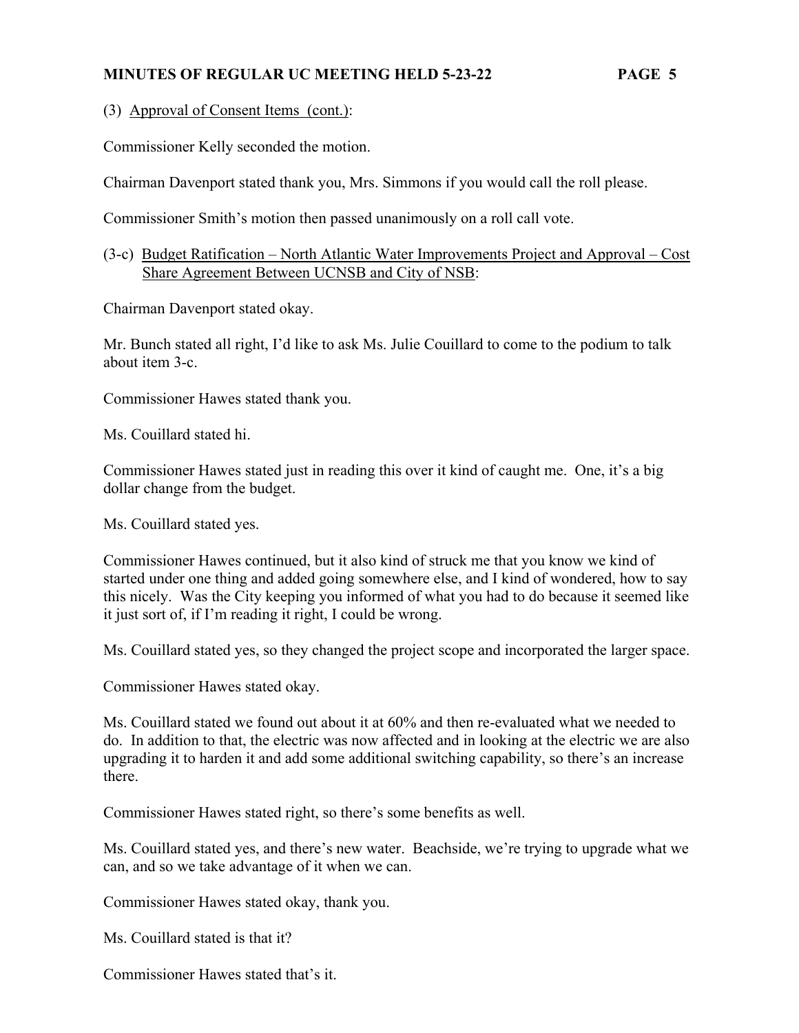(3) Approval of Consent Items (cont.):

Commissioner Kelly seconded the motion.

Chairman Davenport stated thank you, Mrs. Simmons if you would call the roll please.

Commissioner Smith's motion then passed unanimously on a roll call vote.

(3-c) Budget Ratification – North Atlantic Water Improvements Project and Approval – Cost Share Agreement Between UCNSB and City of NSB:

Chairman Davenport stated okay.

Mr. Bunch stated all right, I'd like to ask Ms. Julie Couillard to come to the podium to talk about item 3-c.

Commissioner Hawes stated thank you.

Ms. Couillard stated hi.

Commissioner Hawes stated just in reading this over it kind of caught me. One, it's a big dollar change from the budget.

Ms. Couillard stated yes.

Commissioner Hawes continued, but it also kind of struck me that you know we kind of started under one thing and added going somewhere else, and I kind of wondered, how to say this nicely. Was the City keeping you informed of what you had to do because it seemed like it just sort of, if I'm reading it right, I could be wrong.

Ms. Couillard stated yes, so they changed the project scope and incorporated the larger space.

Commissioner Hawes stated okay.

Ms. Couillard stated we found out about it at 60% and then re-evaluated what we needed to do. In addition to that, the electric was now affected and in looking at the electric we are also upgrading it to harden it and add some additional switching capability, so there's an increase there.

Commissioner Hawes stated right, so there's some benefits as well.

Ms. Couillard stated yes, and there's new water. Beachside, we're trying to upgrade what we can, and so we take advantage of it when we can.

Commissioner Hawes stated okay, thank you.

Ms. Couillard stated is that it?

Commissioner Hawes stated that's it.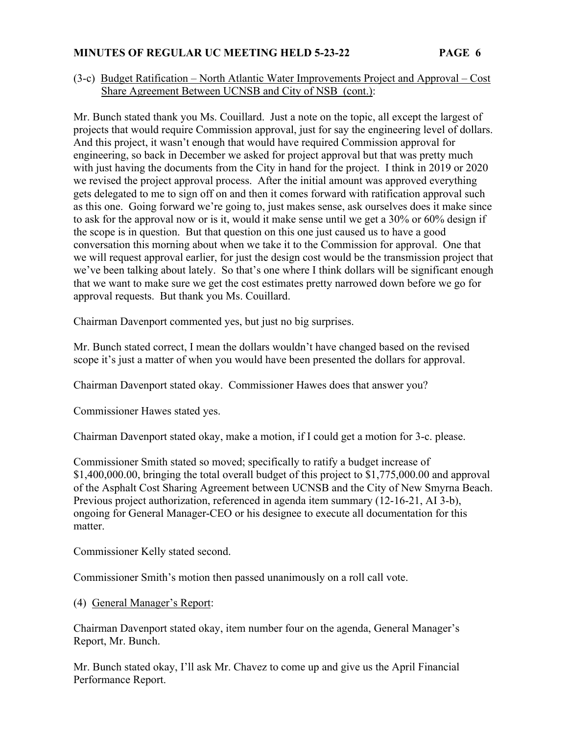(3-c) Budget Ratification – North Atlantic Water Improvements Project and Approval – Cost Share Agreement Between UCNSB and City of NSB (cont.):

Mr. Bunch stated thank you Ms. Couillard. Just a note on the topic, all except the largest of projects that would require Commission approval, just for say the engineering level of dollars. And this project, it wasn't enough that would have required Commission approval for engineering, so back in December we asked for project approval but that was pretty much with just having the documents from the City in hand for the project. I think in 2019 or 2020 we revised the project approval process. After the initial amount was approved everything gets delegated to me to sign off on and then it comes forward with ratification approval such as this one. Going forward we're going to, just makes sense, ask ourselves does it make since to ask for the approval now or is it, would it make sense until we get a 30% or 60% design if the scope is in question. But that question on this one just caused us to have a good conversation this morning about when we take it to the Commission for approval. One that we will request approval earlier, for just the design cost would be the transmission project that we've been talking about lately. So that's one where I think dollars will be significant enough that we want to make sure we get the cost estimates pretty narrowed down before we go for approval requests. But thank you Ms. Couillard.

Chairman Davenport commented yes, but just no big surprises.

Mr. Bunch stated correct, I mean the dollars wouldn't have changed based on the revised scope it's just a matter of when you would have been presented the dollars for approval.

Chairman Davenport stated okay. Commissioner Hawes does that answer you?

Commissioner Hawes stated yes.

Chairman Davenport stated okay, make a motion, if I could get a motion for 3-c. please.

Commissioner Smith stated so moved; specifically to ratify a budget increase of $1,400,000.00, bringing the total overall budget of this project to $1,775,000.00 and approval of the Asphalt Cost Sharing Agreement between UCNSB and the City of New Smyrna Beach. Previous project authorization, referenced in agenda item summary (12-16-21, AI 3-b), ongoing for General Manager-CEO or his designee to execute all documentation for this matter.

Commissioner Kelly stated second.

Commissioner Smith's motion then passed unanimously on a roll call vote.

(4) General Manager's Report:

Chairman Davenport stated okay, item number four on the agenda, General Manager's Report, Mr. Bunch.

Mr. Bunch stated okay, I'll ask Mr. Chavez to come up and give us the April Financial Performance Report.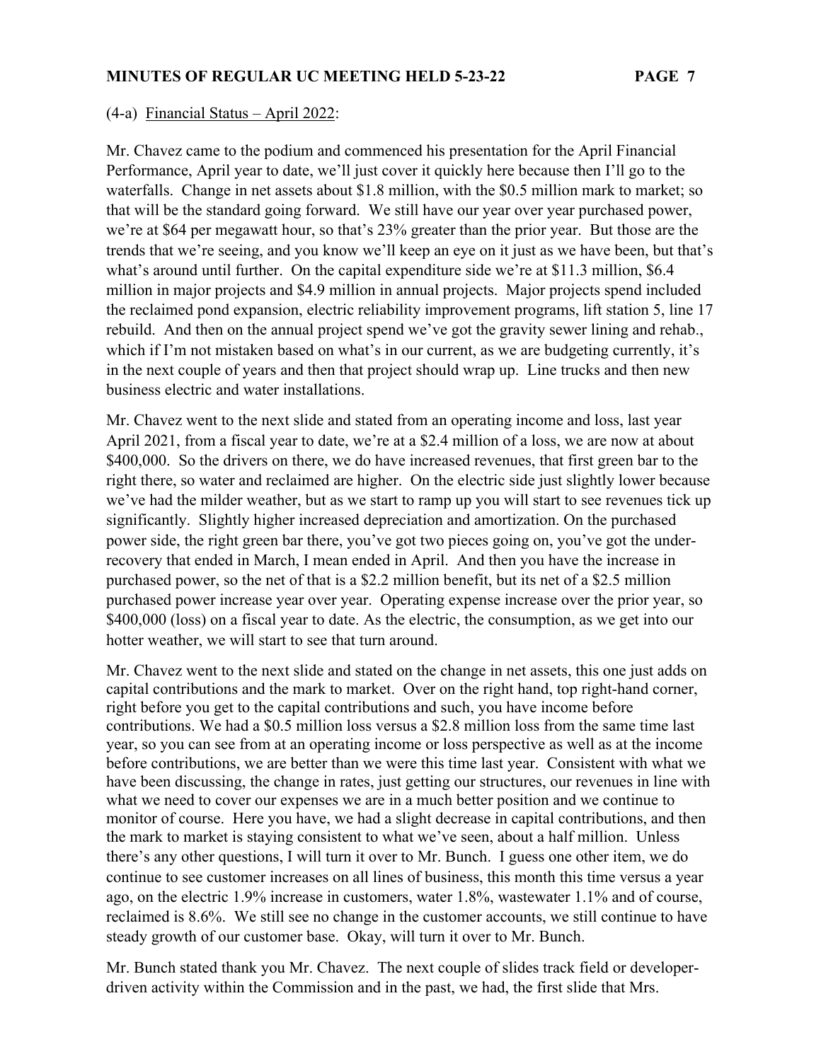(4-a) Financial Status – April 2022:

Mr. Chavez came to the podium and commenced his presentation for the April Financial Performance, April year to date, we'll just cover it quickly here because then I'll go to the waterfalls. Change in net assets about $1.8 million, with the $0.5 million mark to market; so that will be the standard going forward. We still have our year over year purchased power, we're at $64 per megawatt hour, so that's 23% greater than the prior year. But those are the trends that we're seeing, and you know we'll keep an eye on it just as we have been, but that's what's around until further. On the capital expenditure side we're at $11.3 million, $6.4 million in major projects and $4.9 million in annual projects. Major projects spend included the reclaimed pond expansion, electric reliability improvement programs, lift station 5, line 17 rebuild. And then on the annual project spend we've got the gravity sewer lining and rehab., which if I'm not mistaken based on what's in our current, as we are budgeting currently, it's in the next couple of years and then that project should wrap up. Line trucks and then new business electric and water installations.

Mr. Chavez went to the next slide and stated from an operating income and loss, last year April 2021, from a fiscal year to date, we're at a $2.4 million of a loss, we are now at about $400,000. So the drivers on there, we do have increased revenues, that first green bar to the right there, so water and reclaimed are higher. On the electric side just slightly lower because we've had the milder weather, but as we start to ramp up you will start to see revenues tick up significantly. Slightly higher increased depreciation and amortization. On the purchased power side, the right green bar there, you've got two pieces going on, you've got the under-recovery that ended in March, I mean ended in April. And then you have the increase in purchased power, so the net of that is a $2.2 million benefit, but its net of a $2.5 million purchased power increase year over year. Operating expense increase over the prior year, so $400,000 (loss) on a fiscal year to date. As the electric, the consumption, as we get into our hotter weather, we will start to see that turn around.

Mr. Chavez went to the next slide and stated on the change in net assets, this one just adds on capital contributions and the mark to market. Over on the right hand, top right-hand corner, right before you get to the capital contributions and such, you have income before contributions. We had a $0.5 million loss versus a $2.8 million loss from the same time last year, so you can see from at an operating income or loss perspective as well as at the income before contributions, we are better than we were this time last year. Consistent with what we have been discussing, the change in rates, just getting our structures, our revenues in line with what we need to cover our expenses we are in a much better position and we continue to monitor of course. Here you have, we had a slight decrease in capital contributions, and then the mark to market is staying consistent to what we've seen, about a half million. Unless there's any other questions, I will turn it over to Mr. Bunch. I guess one other item, we do continue to see customer increases on all lines of business, this month this time versus a year ago, on the electric 1.9% increase in customers, water 1.8%, wastewater 1.1% and of course, reclaimed is 8.6%. We still see no change in the customer accounts, we still continue to have steady growth of our customer base. Okay, will turn it over to Mr. Bunch.

Mr. Bunch stated thank you Mr. Chavez. The next couple of slides track field or developer-driven activity within the Commission and in the past, we had, the first slide that Mrs.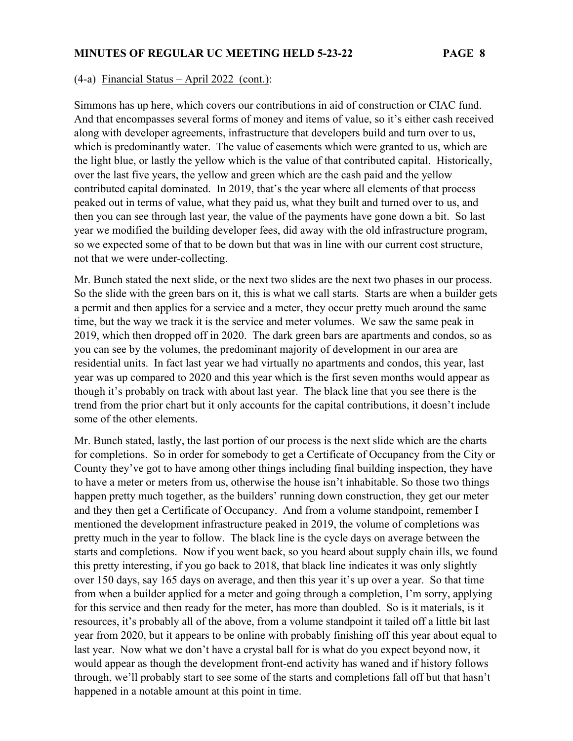(4-a) Financial Status – April 2022 (cont.):

Simmons has up here, which covers our contributions in aid of construction or CIAC fund. And that encompasses several forms of money and items of value, so it's either cash received along with developer agreements, infrastructure that developers build and turn over to us, which is predominantly water. The value of easements which were granted to us, which are the light blue, or lastly the yellow which is the value of that contributed capital. Historically, over the last five years, the yellow and green which are the cash paid and the yellow contributed capital dominated. In 2019, that's the year where all elements of that process peaked out in terms of value, what they paid us, what they built and turned over to us, and then you can see through last year, the value of the payments have gone down a bit. So last year we modified the building developer fees, did away with the old infrastructure program, so we expected some of that to be down but that was in line with our current cost structure, not that we were under-collecting.

Mr. Bunch stated the next slide, or the next two slides are the next two phases in our process. So the slide with the green bars on it, this is what we call starts. Starts are when a builder gets a permit and then applies for a service and a meter, they occur pretty much around the same time, but the way we track it is the service and meter volumes. We saw the same peak in 2019, which then dropped off in 2020. The dark green bars are apartments and condos, so as you can see by the volumes, the predominant majority of development in our area are residential units. In fact last year we had virtually no apartments and condos, this year, last year was up compared to 2020 and this year which is the first seven months would appear as though it's probably on track with about last year. The black line that you see there is the trend from the prior chart but it only accounts for the capital contributions, it doesn't include some of the other elements.

Mr. Bunch stated, lastly, the last portion of our process is the next slide which are the charts for completions. So in order for somebody to get a Certificate of Occupancy from the City or County they've got to have among other things including final building inspection, they have to have a meter or meters from us, otherwise the house isn't inhabitable. So those two things happen pretty much together, as the builders' running down construction, they get our meter and they then get a Certificate of Occupancy. And from a volume standpoint, remember I mentioned the development infrastructure peaked in 2019, the volume of completions was pretty much in the year to follow. The black line is the cycle days on average between the starts and completions. Now if you went back, so you heard about supply chain ills, we found this pretty interesting, if you go back to 2018, that black line indicates it was only slightly over 150 days, say 165 days on average, and then this year it's up over a year. So that time from when a builder applied for a meter and going through a completion, I'm sorry, applying for this service and then ready for the meter, has more than doubled. So is it materials, is it resources, it's probably all of the above, from a volume standpoint it tailed off a little bit last year from 2020, but it appears to be online with probably finishing off this year about equal to last year. Now what we don't have a crystal ball for is what do you expect beyond now, it would appear as though the development front-end activity has waned and if history follows through, we'll probably start to see some of the starts and completions fall off but that hasn't happened in a notable amount at this point in time.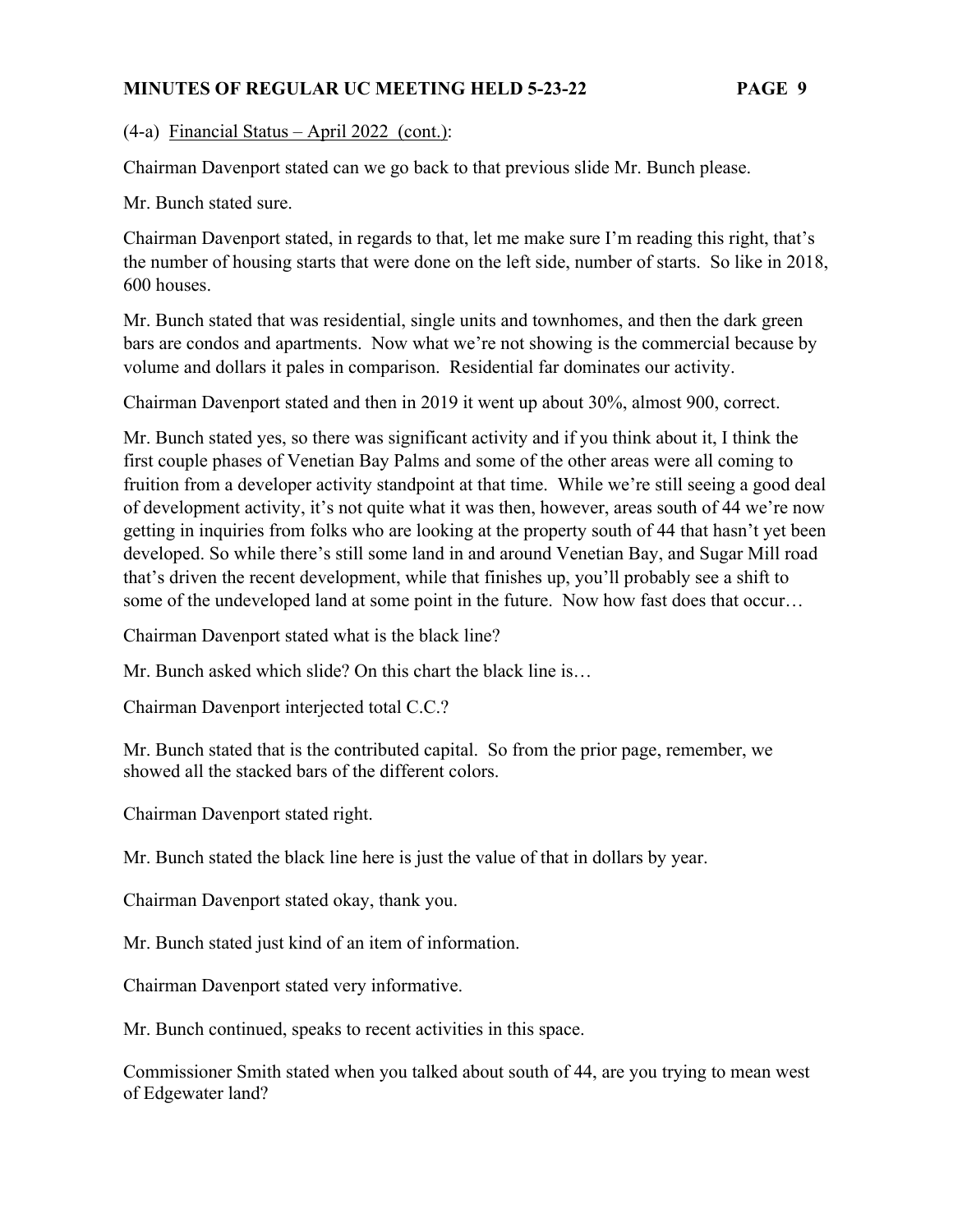(4-a) Financial Status – April 2022 (cont.):

Chairman Davenport stated can we go back to that previous slide Mr. Bunch please.

Mr. Bunch stated sure.

Chairman Davenport stated, in regards to that, let me make sure I'm reading this right, that's the number of housing starts that were done on the left side, number of starts. So like in 2018, 600 houses.

Mr. Bunch stated that was residential, single units and townhomes, and then the dark green bars are condos and apartments. Now what we're not showing is the commercial because by volume and dollars it pales in comparison. Residential far dominates our activity.

Chairman Davenport stated and then in 2019 it went up about 30%, almost 900, correct.

Mr. Bunch stated yes, so there was significant activity and if you think about it, I think the first couple phases of Venetian Bay Palms and some of the other areas were all coming to fruition from a developer activity standpoint at that time. While we're still seeing a good deal of development activity, it's not quite what it was then, however, areas south of 44 we're now getting in inquiries from folks who are looking at the property south of 44 that hasn't yet been developed. So while there's still some land in and around Venetian Bay, and Sugar Mill road that's driven the recent development, while that finishes up, you'll probably see a shift to some of the undeveloped land at some point in the future. Now how fast does that occur…

Chairman Davenport stated what is the black line?

Mr. Bunch asked which slide? On this chart the black line is…

Chairman Davenport interjected total C.C.?

Mr. Bunch stated that is the contributed capital. So from the prior page, remember, we showed all the stacked bars of the different colors.

Chairman Davenport stated right.

Mr. Bunch stated the black line here is just the value of that in dollars by year.

Chairman Davenport stated okay, thank you.

Mr. Bunch stated just kind of an item of information.

Chairman Davenport stated very informative.

Mr. Bunch continued, speaks to recent activities in this space.

Commissioner Smith stated when you talked about south of 44, are you trying to mean west of Edgewater land?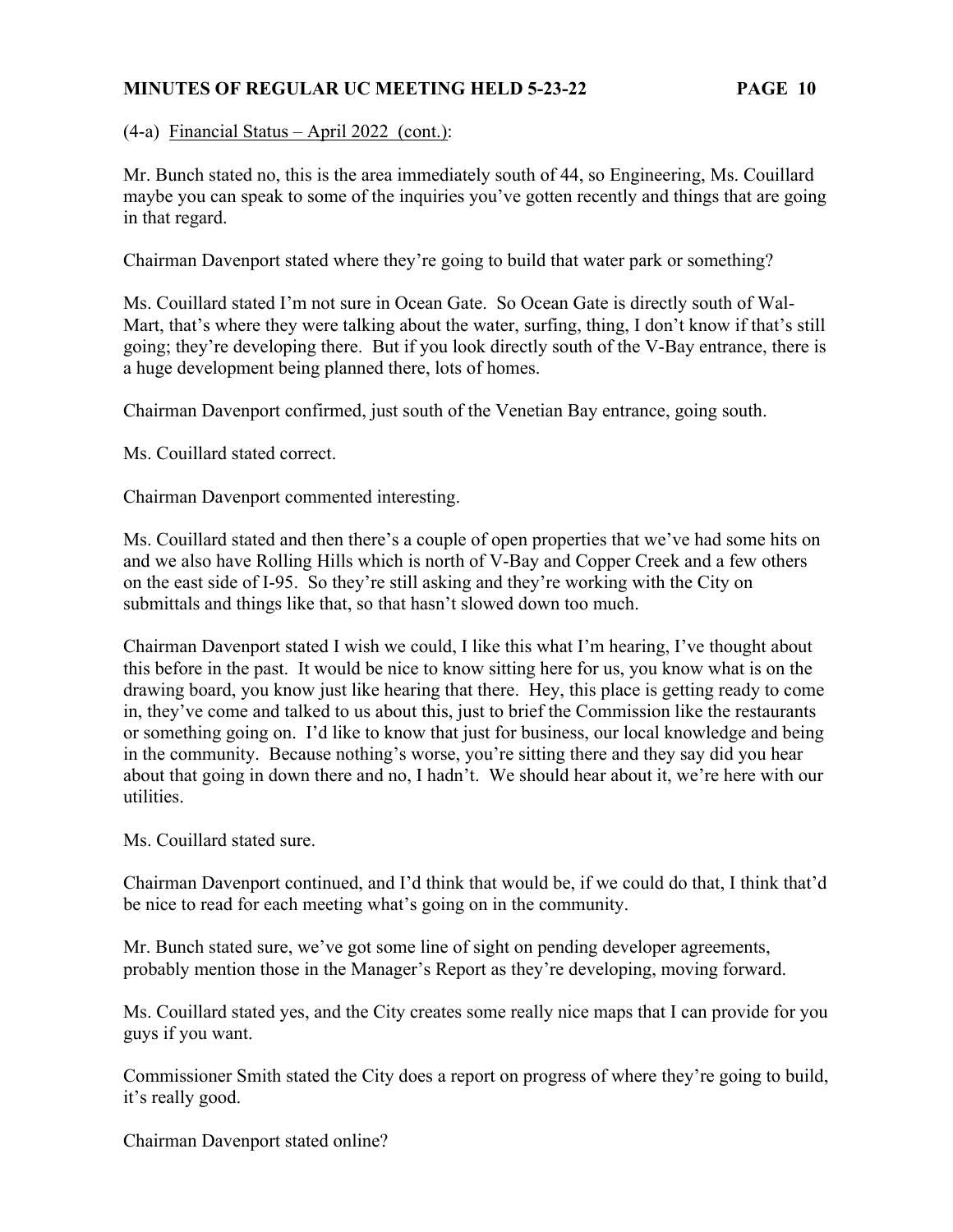(4-a) Financial Status – April 2022 (cont.):

Mr. Bunch stated no, this is the area immediately south of 44, so Engineering, Ms. Couillard maybe you can speak to some of the inquiries you've gotten recently and things that are going in that regard.

Chairman Davenport stated where they're going to build that water park or something?

Ms. Couillard stated I'm not sure in Ocean Gate. So Ocean Gate is directly south of Wal-Mart, that's where they were talking about the water, surfing, thing, I don't know if that's still going; they're developing there. But if you look directly south of the V-Bay entrance, there is a huge development being planned there, lots of homes.

Chairman Davenport confirmed, just south of the Venetian Bay entrance, going south.

Ms. Couillard stated correct.

Chairman Davenport commented interesting.

Ms. Couillard stated and then there's a couple of open properties that we've had some hits on and we also have Rolling Hills which is north of V-Bay and Copper Creek and a few others on the east side of I-95. So they're still asking and they're working with the City on submittals and things like that, so that hasn't slowed down too much.

Chairman Davenport stated I wish we could, I like this what I'm hearing, I've thought about this before in the past. It would be nice to know sitting here for us, you know what is on the drawing board, you know just like hearing that there. Hey, this place is getting ready to come in, they've come and talked to us about this, just to brief the Commission like the restaurants or something going on. I'd like to know that just for business, our local knowledge and being in the community. Because nothing's worse, you're sitting there and they say did you hear about that going in down there and no, I hadn't. We should hear about it, we're here with our utilities.

Ms. Couillard stated sure.

Chairman Davenport continued, and I'd think that would be, if we could do that, I think that'd be nice to read for each meeting what's going on in the community.

Mr. Bunch stated sure, we've got some line of sight on pending developer agreements, probably mention those in the Manager's Report as they're developing, moving forward.

Ms. Couillard stated yes, and the City creates some really nice maps that I can provide for you guys if you want.

Commissioner Smith stated the City does a report on progress of where they're going to build, it's really good.

Chairman Davenport stated online?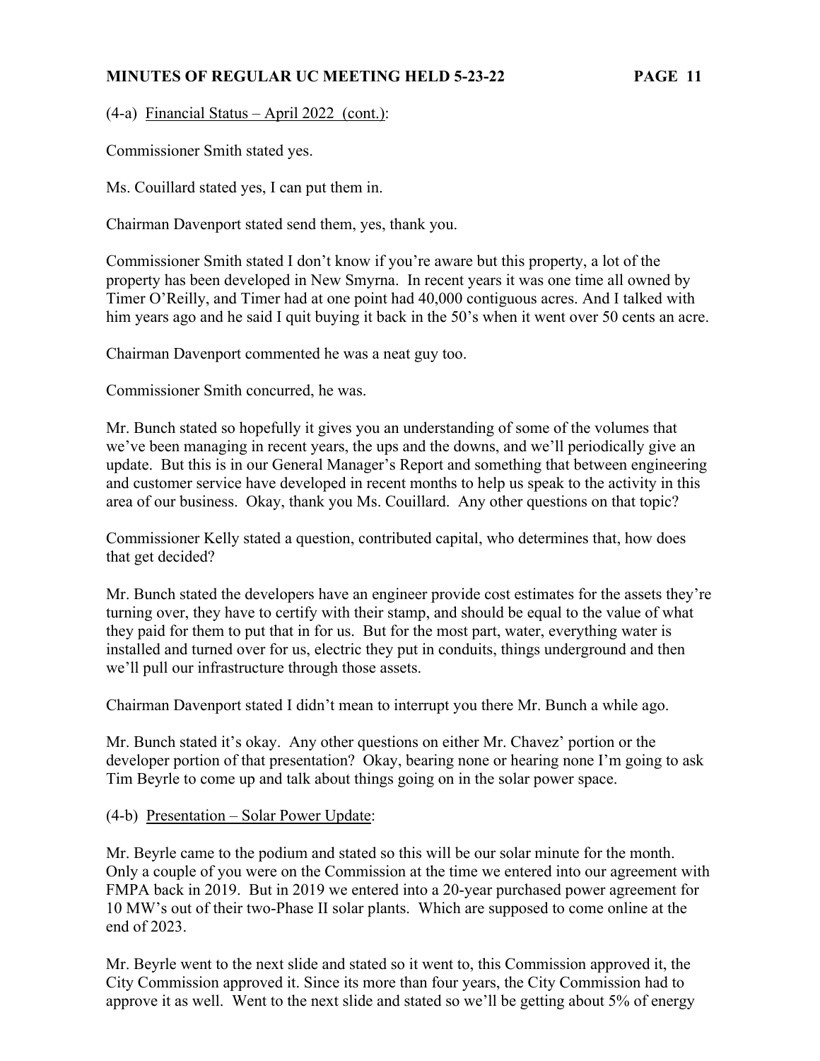(4-a) Financial Status – April 2022 (cont.):

Commissioner Smith stated yes.

Ms. Couillard stated yes, I can put them in.

Chairman Davenport stated send them, yes, thank you.

Commissioner Smith stated I don't know if you're aware but this property, a lot of the property has been developed in New Smyrna. In recent years it was one time all owned by Timer O'Reilly, and Timer had at one point had 40,000 contiguous acres. And I talked with him years ago and he said I quit buying it back in the 50's when it went over 50 cents an acre.

Chairman Davenport commented he was a neat guy too.

Commissioner Smith concurred, he was.

Mr. Bunch stated so hopefully it gives you an understanding of some of the volumes that we've been managing in recent years, the ups and the downs, and we'll periodically give an update. But this is in our General Manager's Report and something that between engineering and customer service have developed in recent months to help us speak to the activity in this area of our business. Okay, thank you Ms. Couillard. Any other questions on that topic?

Commissioner Kelly stated a question, contributed capital, who determines that, how does that get decided?

Mr. Bunch stated the developers have an engineer provide cost estimates for the assets they're turning over, they have to certify with their stamp, and should be equal to the value of what they paid for them to put that in for us. But for the most part, water, everything water is installed and turned over for us, electric they put in conduits, things underground and then we'll pull our infrastructure through those assets.

Chairman Davenport stated I didn't mean to interrupt you there Mr. Bunch a while ago.

Mr. Bunch stated it's okay. Any other questions on either Mr. Chavez' portion or the developer portion of that presentation? Okay, bearing none or hearing none I'm going to ask Tim Beyrle to come up and talk about things going on in the solar power space.

(4-b) Presentation – Solar Power Update:

Mr. Beyrle came to the podium and stated so this will be our solar minute for the month. Only a couple of you were on the Commission at the time we entered into our agreement with FMPA back in 2019. But in 2019 we entered into a 20-year purchased power agreement for 10 MW's out of their two-Phase II solar plants. Which are supposed to come online at the end of 2023.

Mr. Beyrle went to the next slide and stated so it went to, this Commission approved it, the City Commission approved it. Since its more than four years, the City Commission had to approve it as well. Went to the next slide and stated so we'll be getting about 5% of energy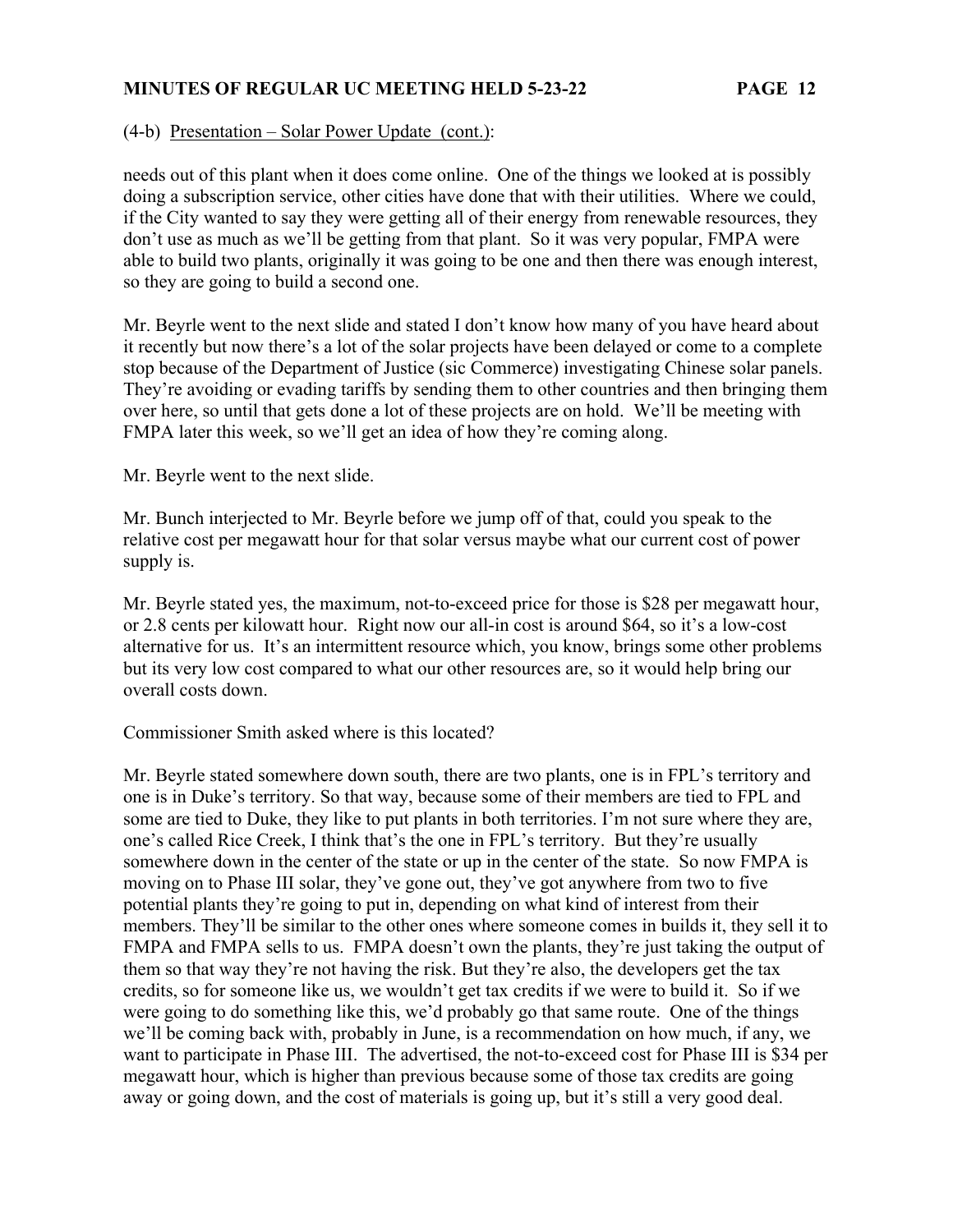(4-b) Presentation – Solar Power Update (cont.):

needs out of this plant when it does come online. One of the things we looked at is possibly doing a subscription service, other cities have done that with their utilities. Where we could, if the City wanted to say they were getting all of their energy from renewable resources, they don't use as much as we'll be getting from that plant. So it was very popular, FMPA were able to build two plants, originally it was going to be one and then there was enough interest, so they are going to build a second one.

Mr. Beyrle went to the next slide and stated I don't know how many of you have heard about it recently but now there's a lot of the solar projects have been delayed or come to a complete stop because of the Department of Justice (sic Commerce) investigating Chinese solar panels. They're avoiding or evading tariffs by sending them to other countries and then bringing them over here, so until that gets done a lot of these projects are on hold. We'll be meeting with FMPA later this week, so we'll get an idea of how they're coming along.

Mr. Beyrle went to the next slide.

Mr. Bunch interjected to Mr. Beyrle before we jump off of that, could you speak to the relative cost per megawatt hour for that solar versus maybe what our current cost of power supply is.

Mr. Beyrle stated yes, the maximum, not-to-exceed price for those is $28 per megawatt hour, or 2.8 cents per kilowatt hour. Right now our all-in cost is around $64, so it's a low-cost alternative for us. It's an intermittent resource which, you know, brings some other problems but its very low cost compared to what our other resources are, so it would help bring our overall costs down.

Commissioner Smith asked where is this located?

Mr. Beyrle stated somewhere down south, there are two plants, one is in FPL's territory and one is in Duke's territory. So that way, because some of their members are tied to FPL and some are tied to Duke, they like to put plants in both territories. I'm not sure where they are, one's called Rice Creek, I think that's the one in FPL's territory. But they're usually somewhere down in the center of the state or up in the center of the state. So now FMPA is moving on to Phase III solar, they've gone out, they've got anywhere from two to five potential plants they're going to put in, depending on what kind of interest from their members. They'll be similar to the other ones where someone comes in builds it, they sell it to FMPA and FMPA sells to us. FMPA doesn't own the plants, they're just taking the output of them so that way they're not having the risk. But they're also, the developers get the tax credits, so for someone like us, we wouldn't get tax credits if we were to build it. So if we were going to do something like this, we'd probably go that same route. One of the things we'll be coming back with, probably in June, is a recommendation on how much, if any, we want to participate in Phase III. The advertised, the not-to-exceed cost for Phase III is $34 per megawatt hour, which is higher than previous because some of those tax credits are going away or going down, and the cost of materials is going up, but it's still a very good deal.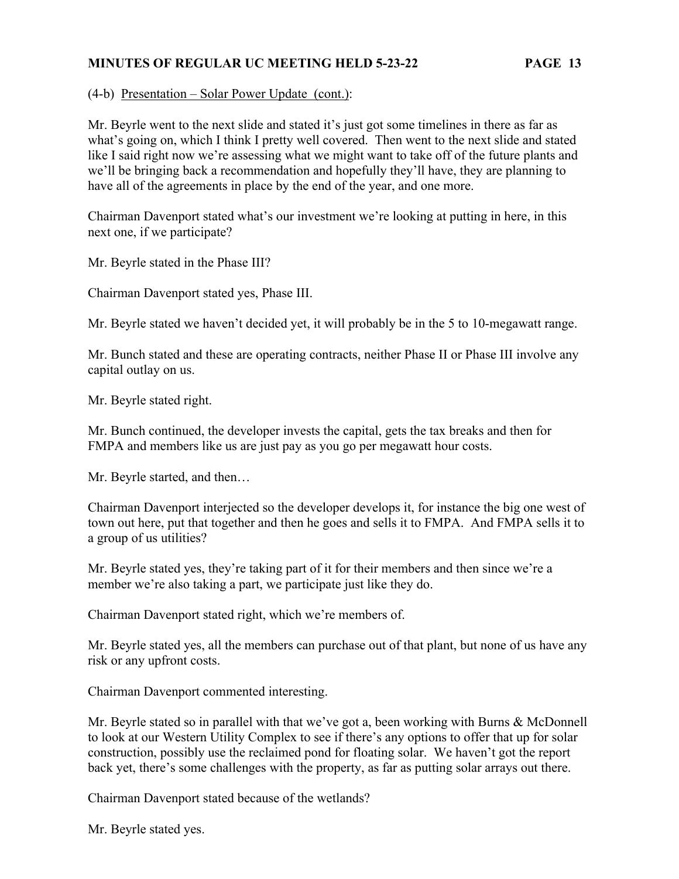(4-b) Presentation – Solar Power Update (cont.):

Mr. Beyrle went to the next slide and stated it's just got some timelines in there as far as what's going on, which I think I pretty well covered. Then went to the next slide and stated like I said right now we're assessing what we might want to take off of the future plants and we'll be bringing back a recommendation and hopefully they'll have, they are planning to have all of the agreements in place by the end of the year, and one more.

Chairman Davenport stated what's our investment we're looking at putting in here, in this next one, if we participate?

Mr. Beyrle stated in the Phase III?

Chairman Davenport stated yes, Phase III.

Mr. Beyrle stated we haven't decided yet, it will probably be in the 5 to 10-megawatt range.

Mr. Bunch stated and these are operating contracts, neither Phase II or Phase III involve any capital outlay on us.

Mr. Beyrle stated right.

Mr. Bunch continued, the developer invests the capital, gets the tax breaks and then for FMPA and members like us are just pay as you go per megawatt hour costs.

Mr. Beyrle started, and then…

Chairman Davenport interjected so the developer develops it, for instance the big one west of town out here, put that together and then he goes and sells it to FMPA. And FMPA sells it to a group of us utilities?

Mr. Beyrle stated yes, they're taking part of it for their members and then since we're a member we're also taking a part, we participate just like they do.

Chairman Davenport stated right, which we're members of.

Mr. Beyrle stated yes, all the members can purchase out of that plant, but none of us have any risk or any upfront costs.

Chairman Davenport commented interesting.

Mr. Beyrle stated so in parallel with that we've got a, been working with Burns & McDonnell to look at our Western Utility Complex to see if there's any options to offer that up for solar construction, possibly use the reclaimed pond for floating solar. We haven't got the report back yet, there's some challenges with the property, as far as putting solar arrays out there.

Chairman Davenport stated because of the wetlands?

Mr. Beyrle stated yes.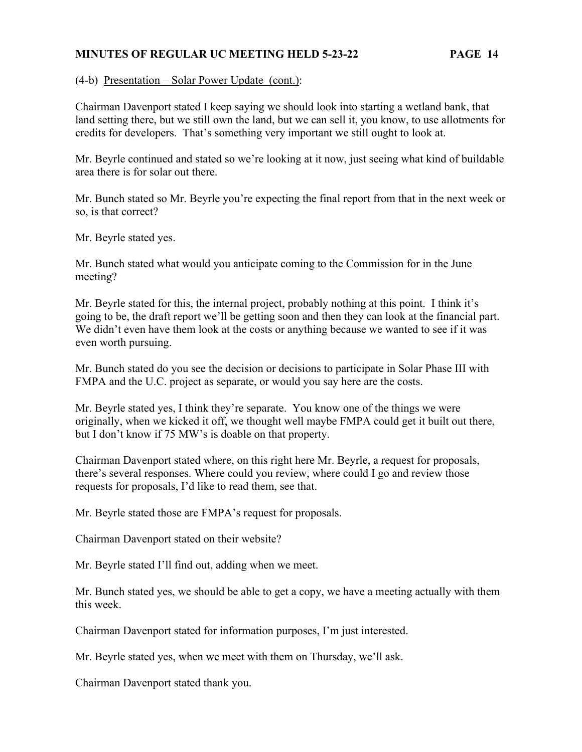(4-b) Presentation – Solar Power Update (cont.):

Chairman Davenport stated I keep saying we should look into starting a wetland bank, that land setting there, but we still own the land, but we can sell it, you know, to use allotments for credits for developers. That's something very important we still ought to look at.

Mr. Beyrle continued and stated so we're looking at it now, just seeing what kind of buildable area there is for solar out there.

Mr. Bunch stated so Mr. Beyrle you're expecting the final report from that in the next week or so, is that correct?

Mr. Beyrle stated yes.

Mr. Bunch stated what would you anticipate coming to the Commission for in the June meeting?

Mr. Beyrle stated for this, the internal project, probably nothing at this point. I think it's going to be, the draft report we'll be getting soon and then they can look at the financial part. We didn't even have them look at the costs or anything because we wanted to see if it was even worth pursuing.

Mr. Bunch stated do you see the decision or decisions to participate in Solar Phase III with FMPA and the U.C. project as separate, or would you say here are the costs.

Mr. Beyrle stated yes, I think they're separate. You know one of the things we were originally, when we kicked it off, we thought well maybe FMPA could get it built out there, but I don't know if 75 MW's is doable on that property.

Chairman Davenport stated where, on this right here Mr. Beyrle, a request for proposals, there's several responses. Where could you review, where could I go and review those requests for proposals, I'd like to read them, see that.

Mr. Beyrle stated those are FMPA's request for proposals.

Chairman Davenport stated on their website?

Mr. Beyrle stated I'll find out, adding when we meet.

Mr. Bunch stated yes, we should be able to get a copy, we have a meeting actually with them this week.

Chairman Davenport stated for information purposes, I'm just interested.

Mr. Beyrle stated yes, when we meet with them on Thursday, we'll ask.

Chairman Davenport stated thank you.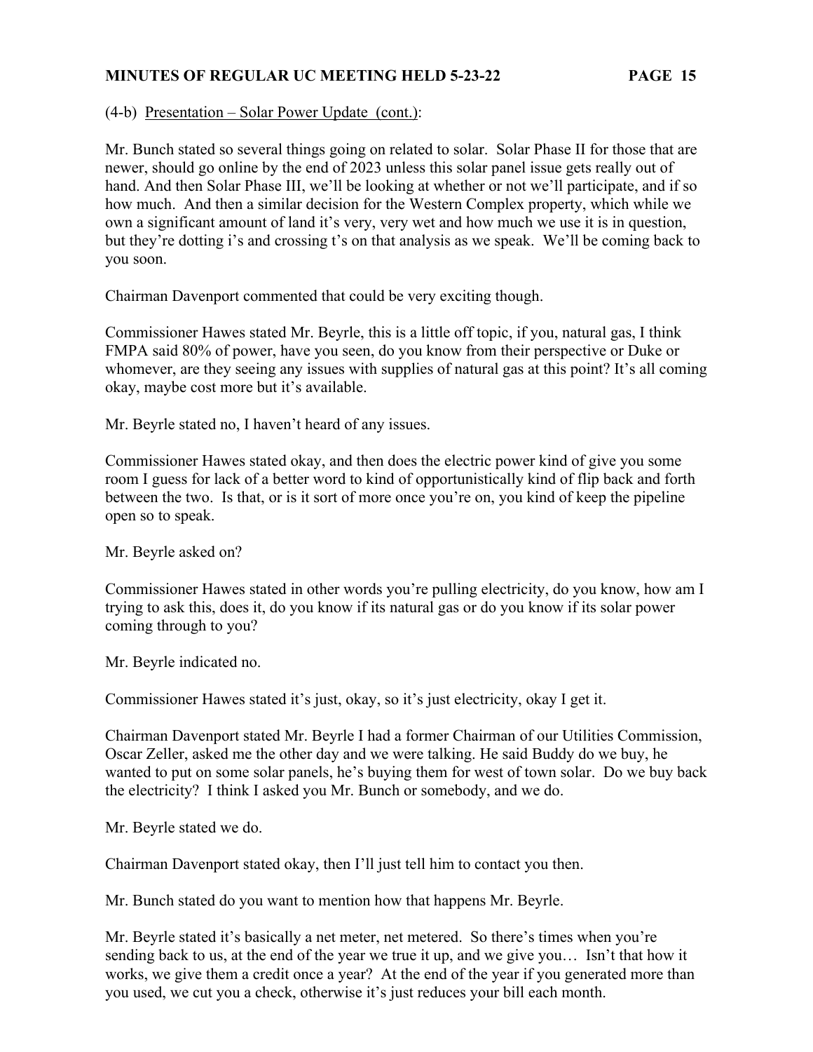(4-b) Presentation – Solar Power Update (cont.):

Mr. Bunch stated so several things going on related to solar. Solar Phase II for those that are newer, should go online by the end of 2023 unless this solar panel issue gets really out of hand. And then Solar Phase III, we'll be looking at whether or not we'll participate, and if so how much. And then a similar decision for the Western Complex property, which while we own a significant amount of land it's very, very wet and how much we use it is in question, but they're dotting i's and crossing t's on that analysis as we speak. We'll be coming back to you soon.

Chairman Davenport commented that could be very exciting though.

Commissioner Hawes stated Mr. Beyrle, this is a little off topic, if you, natural gas, I think FMPA said 80% of power, have you seen, do you know from their perspective or Duke or whomever, are they seeing any issues with supplies of natural gas at this point? It's all coming okay, maybe cost more but it's available.

Mr. Beyrle stated no, I haven't heard of any issues.

Commissioner Hawes stated okay, and then does the electric power kind of give you some room I guess for lack of a better word to kind of opportunistically kind of flip back and forth between the two. Is that, or is it sort of more once you're on, you kind of keep the pipeline open so to speak.

Mr. Beyrle asked on?

Commissioner Hawes stated in other words you're pulling electricity, do you know, how am I trying to ask this, does it, do you know if its natural gas or do you know if its solar power coming through to you?

Mr. Beyrle indicated no.

Commissioner Hawes stated it's just, okay, so it's just electricity, okay I get it.

Chairman Davenport stated Mr. Beyrle I had a former Chairman of our Utilities Commission, Oscar Zeller, asked me the other day and we were talking. He said Buddy do we buy, he wanted to put on some solar panels, he's buying them for west of town solar. Do we buy back the electricity? I think I asked you Mr. Bunch or somebody, and we do.

Mr. Beyrle stated we do.

Chairman Davenport stated okay, then I'll just tell him to contact you then.

Mr. Bunch stated do you want to mention how that happens Mr. Beyrle.

Mr. Beyrle stated it's basically a net meter, net metered. So there's times when you're sending back to us, at the end of the year we true it up, and we give you… Isn't that how it works, we give them a credit once a year? At the end of the year if you generated more than you used, we cut you a check, otherwise it's just reduces your bill each month.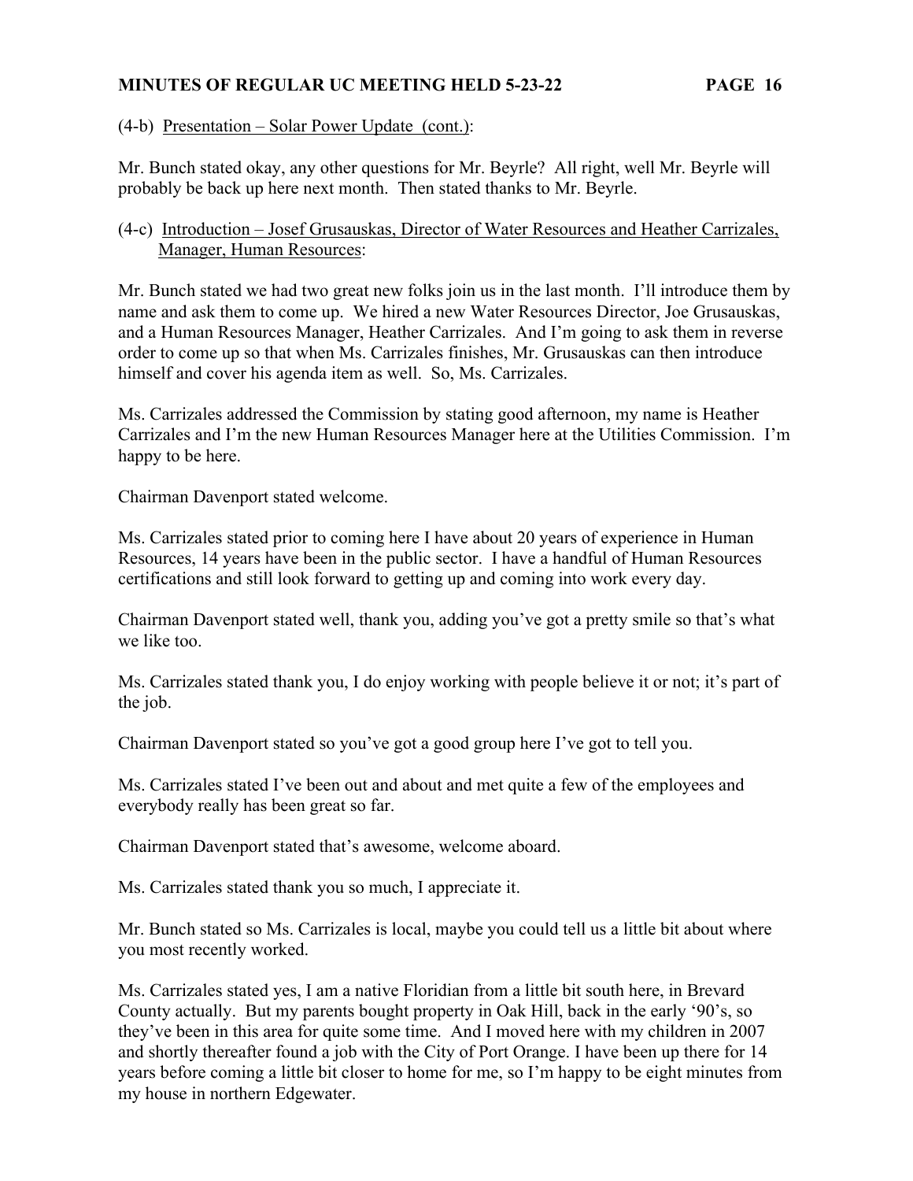(4-b) Presentation – Solar Power Update (cont.):

Mr. Bunch stated okay, any other questions for Mr. Beyrle? All right, well Mr. Beyrle will probably be back up here next month. Then stated thanks to Mr. Beyrle.

(4-c) Introduction – Josef Grusauskas, Director of Water Resources and Heather Carrizales, Manager, Human Resources:

Mr. Bunch stated we had two great new folks join us in the last month. I'll introduce them by name and ask them to come up. We hired a new Water Resources Director, Joe Grusauskas, and a Human Resources Manager, Heather Carrizales. And I'm going to ask them in reverse order to come up so that when Ms. Carrizales finishes, Mr. Grusauskas can then introduce himself and cover his agenda item as well. So, Ms. Carrizales.

Ms. Carrizales addressed the Commission by stating good afternoon, my name is Heather Carrizales and I'm the new Human Resources Manager here at the Utilities Commission. I'm happy to be here.

Chairman Davenport stated welcome.

Ms. Carrizales stated prior to coming here I have about 20 years of experience in Human Resources, 14 years have been in the public sector. I have a handful of Human Resources certifications and still look forward to getting up and coming into work every day.

Chairman Davenport stated well, thank you, adding you've got a pretty smile so that's what we like too.

Ms. Carrizales stated thank you, I do enjoy working with people believe it or not; it's part of the job.

Chairman Davenport stated so you've got a good group here I've got to tell you.

Ms. Carrizales stated I've been out and about and met quite a few of the employees and everybody really has been great so far.

Chairman Davenport stated that's awesome, welcome aboard.

Ms. Carrizales stated thank you so much, I appreciate it.

Mr. Bunch stated so Ms. Carrizales is local, maybe you could tell us a little bit about where you most recently worked.

Ms. Carrizales stated yes, I am a native Floridian from a little bit south here, in Brevard County actually. But my parents bought property in Oak Hill, back in the early '90's, so they've been in this area for quite some time. And I moved here with my children in 2007 and shortly thereafter found a job with the City of Port Orange. I have been up there for 14 years before coming a little bit closer to home for me, so I'm happy to be eight minutes from my house in northern Edgewater.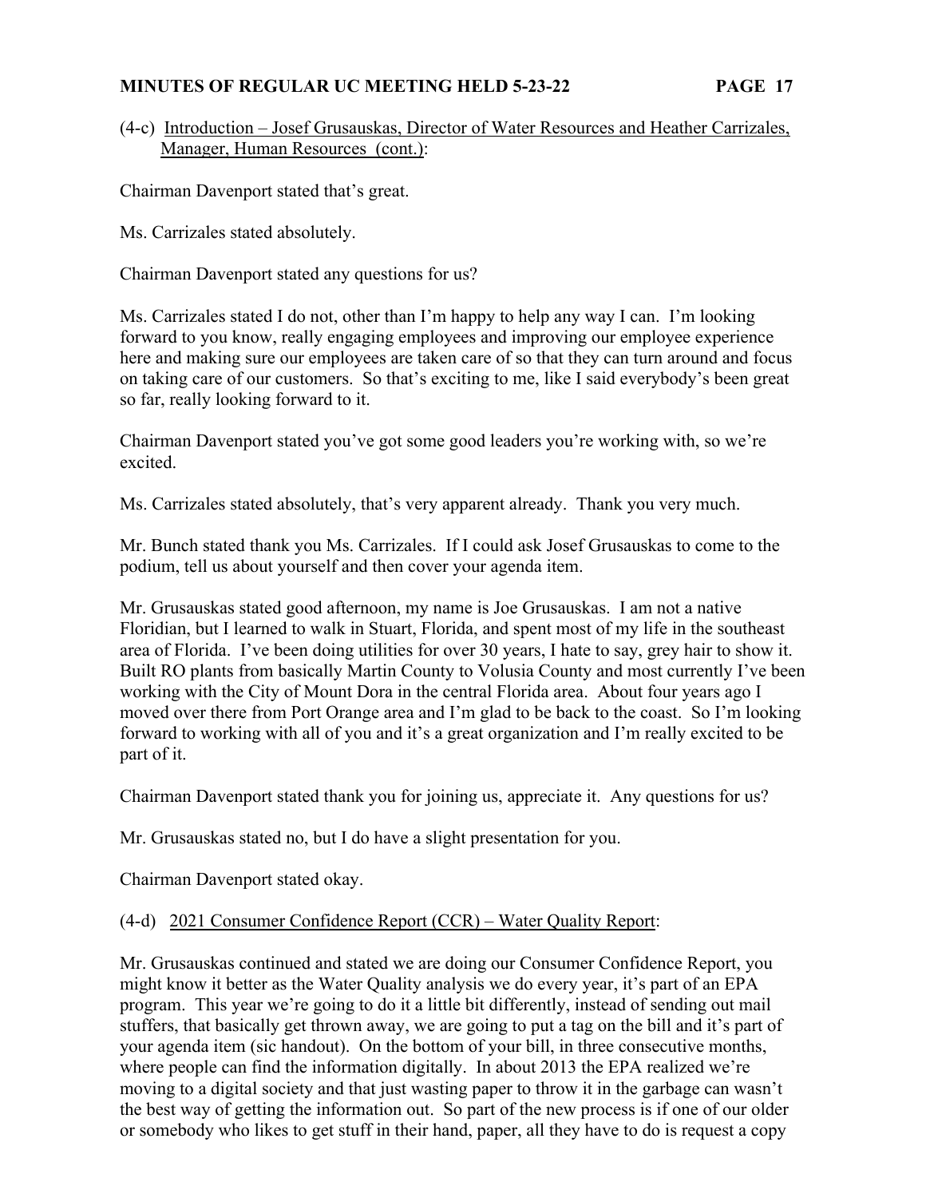(4-c) Introduction – Josef Grusauskas, Director of Water Resources and Heather Carrizales, Manager, Human Resources (cont.):

Chairman Davenport stated that's great.

Ms. Carrizales stated absolutely.

Chairman Davenport stated any questions for us?

Ms. Carrizales stated I do not, other than I'm happy to help any way I can. I'm looking forward to you know, really engaging employees and improving our employee experience here and making sure our employees are taken care of so that they can turn around and focus on taking care of our customers. So that's exciting to me, like I said everybody's been great so far, really looking forward to it.

Chairman Davenport stated you've got some good leaders you're working with, so we're excited.

Ms. Carrizales stated absolutely, that's very apparent already. Thank you very much.

Mr. Bunch stated thank you Ms. Carrizales. If I could ask Josef Grusauskas to come to the podium, tell us about yourself and then cover your agenda item.

Mr. Grusauskas stated good afternoon, my name is Joe Grusauskas. I am not a native Floridian, but I learned to walk in Stuart, Florida, and spent most of my life in the southeast area of Florida. I've been doing utilities for over 30 years, I hate to say, grey hair to show it. Built RO plants from basically Martin County to Volusia County and most currently I've been working with the City of Mount Dora in the central Florida area. About four years ago I moved over there from Port Orange area and I'm glad to be back to the coast. So I'm looking forward to working with all of you and it's a great organization and I'm really excited to be part of it.

Chairman Davenport stated thank you for joining us, appreciate it. Any questions for us?

Mr. Grusauskas stated no, but I do have a slight presentation for you.

Chairman Davenport stated okay.

(4-d) 2021 Consumer Confidence Report (CCR) – Water Quality Report:

Mr. Grusauskas continued and stated we are doing our Consumer Confidence Report, you might know it better as the Water Quality analysis we do every year, it's part of an EPA program. This year we're going to do it a little bit differently, instead of sending out mail stuffers, that basically get thrown away, we are going to put a tag on the bill and it's part of your agenda item (sic handout). On the bottom of your bill, in three consecutive months, where people can find the information digitally. In about 2013 the EPA realized we're moving to a digital society and that just wasting paper to throw it in the garbage can wasn't the best way of getting the information out. So part of the new process is if one of our older or somebody who likes to get stuff in their hand, paper, all they have to do is request a copy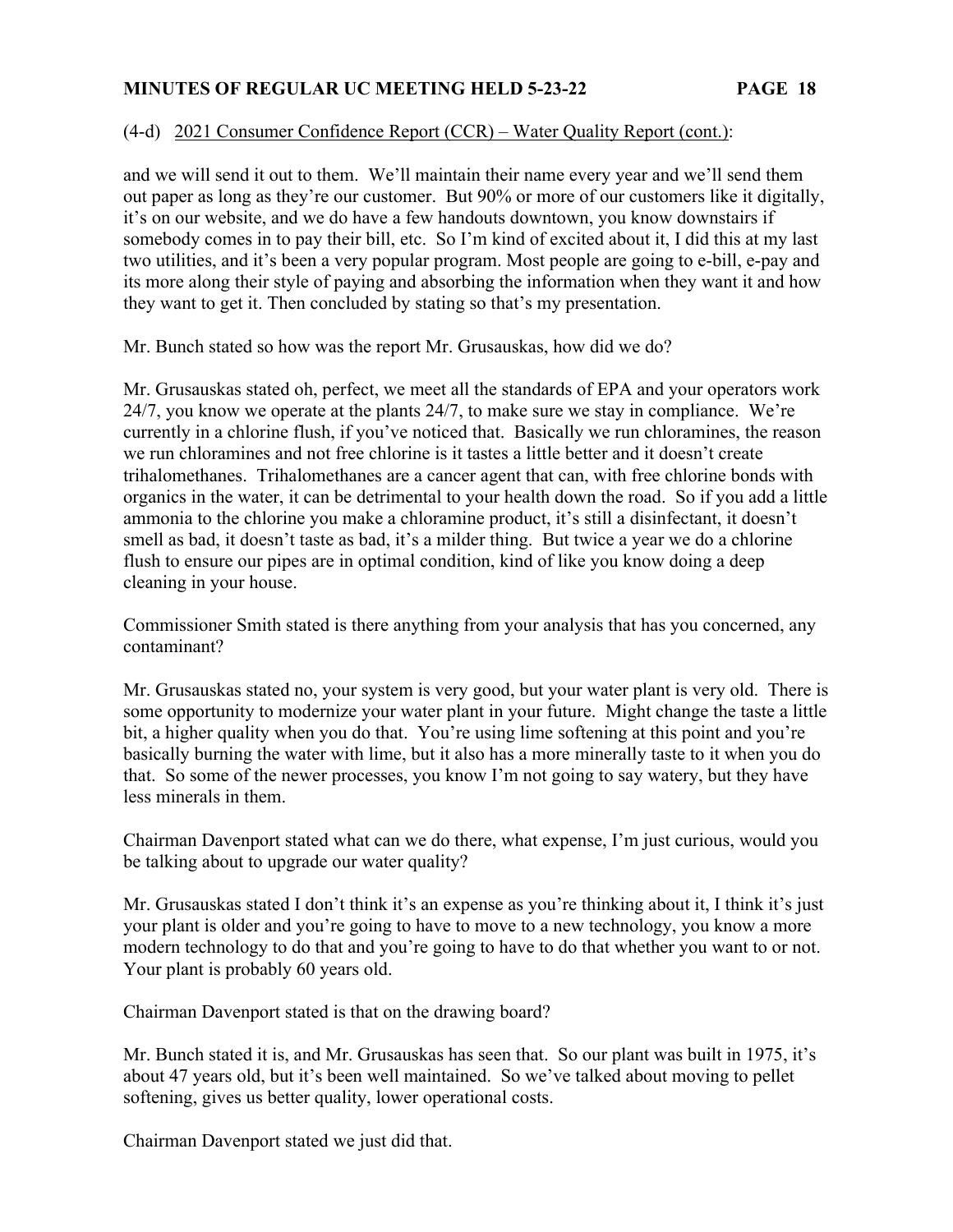(4-d) 2021 Consumer Confidence Report (CCR) – Water Quality Report (cont.):

and we will send it out to them. We'll maintain their name every year and we'll send them out paper as long as they're our customer. But 90% or more of our customers like it digitally, it's on our website, and we do have a few handouts downtown, you know downstairs if somebody comes in to pay their bill, etc. So I'm kind of excited about it, I did this at my last two utilities, and it's been a very popular program. Most people are going to e-bill, e-pay and its more along their style of paying and absorbing the information when they want it and how they want to get it. Then concluded by stating so that's my presentation.

Mr. Bunch stated so how was the report Mr. Grusauskas, how did we do?

Mr. Grusauskas stated oh, perfect, we meet all the standards of EPA and your operators work 24/7, you know we operate at the plants 24/7, to make sure we stay in compliance. We're currently in a chlorine flush, if you've noticed that. Basically we run chloramines, the reason we run chloramines and not free chlorine is it tastes a little better and it doesn't create trihalomethanes. Trihalomethanes are a cancer agent that can, with free chlorine bonds with organics in the water, it can be detrimental to your health down the road. So if you add a little ammonia to the chlorine you make a chloramine product, it's still a disinfectant, it doesn't smell as bad, it doesn't taste as bad, it's a milder thing. But twice a year we do a chlorine flush to ensure our pipes are in optimal condition, kind of like you know doing a deep cleaning in your house.

Commissioner Smith stated is there anything from your analysis that has you concerned, any contaminant?

Mr. Grusauskas stated no, your system is very good, but your water plant is very old. There is some opportunity to modernize your water plant in your future. Might change the taste a little bit, a higher quality when you do that. You're using lime softening at this point and you're basically burning the water with lime, but it also has a more minerally taste to it when you do that. So some of the newer processes, you know I'm not going to say watery, but they have less minerals in them.

Chairman Davenport stated what can we do there, what expense, I'm just curious, would you be talking about to upgrade our water quality?

Mr. Grusauskas stated I don't think it's an expense as you're thinking about it, I think it's just your plant is older and you're going to have to move to a new technology, you know a more modern technology to do that and you're going to have to do that whether you want to or not. Your plant is probably 60 years old.

Chairman Davenport stated is that on the drawing board?

Mr. Bunch stated it is, and Mr. Grusauskas has seen that. So our plant was built in 1975, it's about 47 years old, but it's been well maintained. So we've talked about moving to pellet softening, gives us better quality, lower operational costs.

Chairman Davenport stated we just did that.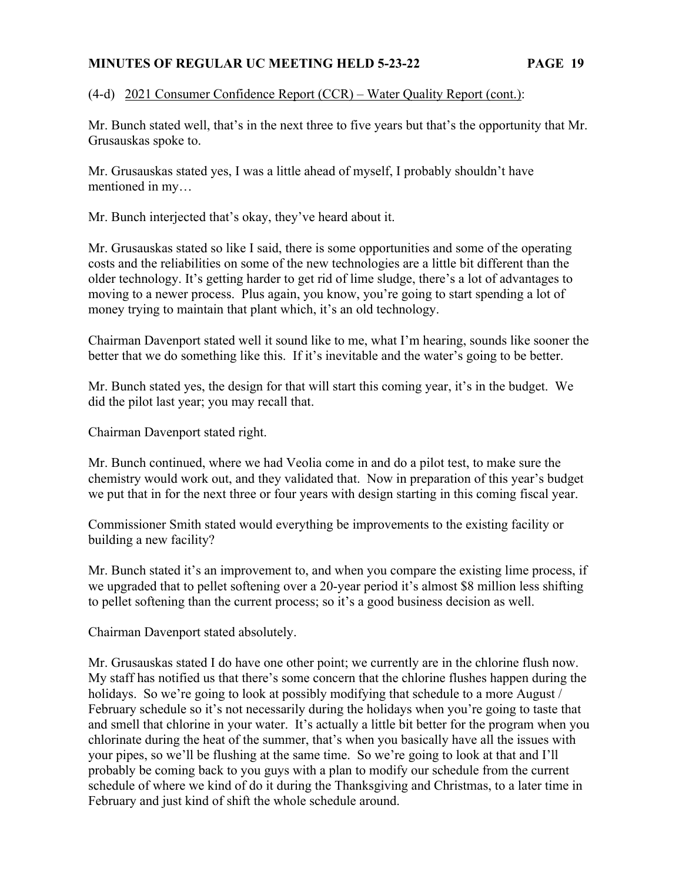(4-d) <u>2021 Consumer Confidence Report (CCR) – Water Quality Report (cont.)</u>:

Mr. Bunch stated well, that's in the next three to five years but that's the opportunity that Mr. Grusauskas spoke to.

Mr. Grusauskas stated yes, I was a little ahead of myself, I probably shouldn't have mentioned in my…

Mr. Bunch interjected that's okay, they've heard about it.

Mr. Grusauskas stated so like I said, there is some opportunities and some of the operating costs and the reliabilities on some of the new technologies are a little bit different than the older technology. It's getting harder to get rid of lime sludge, there's a lot of advantages to moving to a newer process. Plus again, you know, you're going to start spending a lot of money trying to maintain that plant which, it's an old technology.

Chairman Davenport stated well it sound like to me, what I'm hearing, sounds like sooner the better that we do something like this. If it's inevitable and the water's going to be better.

Mr. Bunch stated yes, the design for that will start this coming year, it's in the budget. We did the pilot last year; you may recall that.

Chairman Davenport stated right.

Mr. Bunch continued, where we had Veolia come in and do a pilot test, to make sure the chemistry would work out, and they validated that. Now in preparation of this year's budget we put that in for the next three or four years with design starting in this coming fiscal year.

Commissioner Smith stated would everything be improvements to the existing facility or building a new facility?

Mr. Bunch stated it's an improvement to, and when you compare the existing lime process, if we upgraded that to pellet softening over a 20-year period it's almost $8 million less shifting to pellet softening than the current process; so it's a good business decision as well.

Chairman Davenport stated absolutely.

Mr. Grusauskas stated I do have one other point; we currently are in the chlorine flush now. My staff has notified us that there's some concern that the chlorine flushes happen during the holidays. So we're going to look at possibly modifying that schedule to a more August / February schedule so it's not necessarily during the holidays when you're going to taste that and smell that chlorine in your water. It's actually a little bit better for the program when you chlorinate during the heat of the summer, that's when you basically have all the issues with your pipes, so we'll be flushing at the same time. So we're going to look at that and I'll probably be coming back to you guys with a plan to modify our schedule from the current schedule of where we kind of do it during the Thanksgiving and Christmas, to a later time in February and just kind of shift the whole schedule around.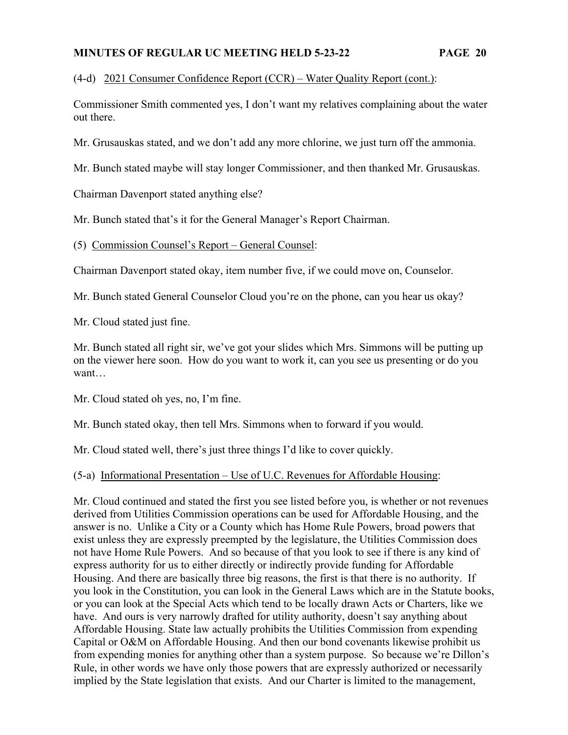(4-d) <u>2021 Consumer Confidence Report (CCR) – Water Quality Report (cont.)</u>:

Commissioner Smith commented yes, I don't want my relatives complaining about the water out there.

Mr. Grusauskas stated, and we don't add any more chlorine, we just turn off the ammonia.

Mr. Bunch stated maybe will stay longer Commissioner, and then thanked Mr. Grusauskas.

Chairman Davenport stated anything else?

Mr. Bunch stated that's it for the General Manager's Report Chairman.

(5) <u>Commission Counsel's Report – General Counsel</u>:

Chairman Davenport stated okay, item number five, if we could move on, Counselor.

Mr. Bunch stated General Counselor Cloud you're on the phone, can you hear us okay?

Mr. Cloud stated just fine.

Mr. Bunch stated all right sir, we've got your slides which Mrs. Simmons will be putting up on the viewer here soon. How do you want to work it, can you see us presenting or do you want…

Mr. Cloud stated oh yes, no, I'm fine.

Mr. Bunch stated okay, then tell Mrs. Simmons when to forward if you would.

Mr. Cloud stated well, there's just three things I'd like to cover quickly.

(5-a) <u>Informational Presentation – Use of U.C. Revenues for Affordable Housing</u>:

Mr. Cloud continued and stated the first you see listed before you, is whether or not revenues derived from Utilities Commission operations can be used for Affordable Housing, and the answer is no. Unlike a City or a County which has Home Rule Powers, broad powers that exist unless they are expressly preempted by the legislature, the Utilities Commission does not have Home Rule Powers. And so because of that you look to see if there is any kind of express authority for us to either directly or indirectly provide funding for Affordable Housing. And there are basically three big reasons, the first is that there is no authority. If you look in the Constitution, you can look in the General Laws which are in the Statute books, or you can look at the Special Acts which tend to be locally drawn Acts or Charters, like we have. And ours is very narrowly drafted for utility authority, doesn't say anything about Affordable Housing. State law actually prohibits the Utilities Commission from expending Capital or O&M on Affordable Housing. And then our bond covenants likewise prohibit us from expending monies for anything other than a system purpose. So because we're Dillon's Rule, in other words we have only those powers that are expressly authorized or necessarily implied by the State legislation that exists. And our Charter is limited to the management,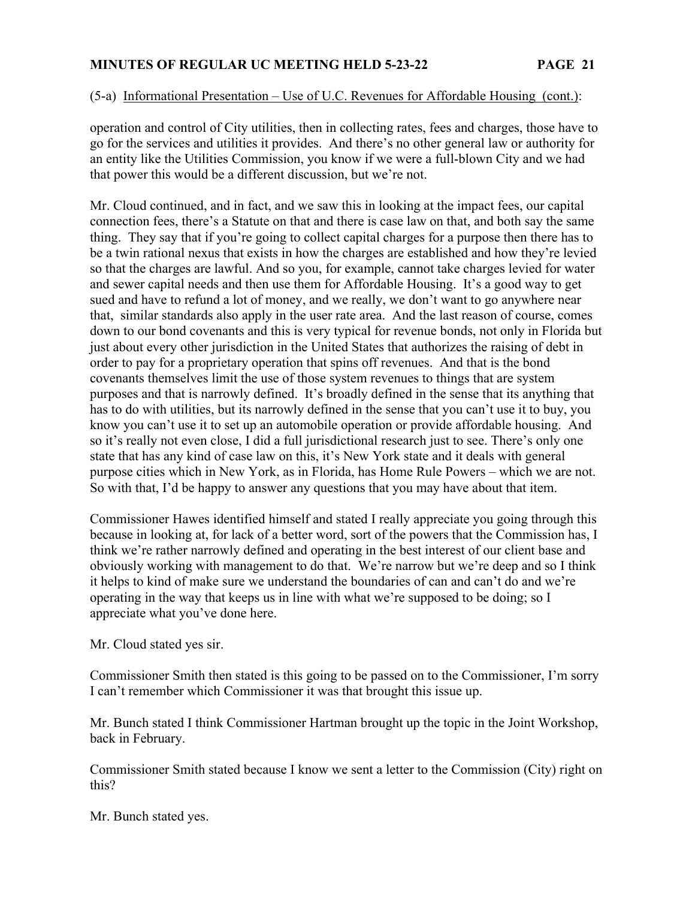(5-a) Informational Presentation – Use of U.C. Revenues for Affordable Housing (cont.):

operation and control of City utilities, then in collecting rates, fees and charges, those have to go for the services and utilities it provides. And there's no other general law or authority for an entity like the Utilities Commission, you know if we were a full-blown City and we had that power this would be a different discussion, but we're not.

Mr. Cloud continued, and in fact, and we saw this in looking at the impact fees, our capital connection fees, there's a Statute on that and there is case law on that, and both say the same thing. They say that if you're going to collect capital charges for a purpose then there has to be a twin rational nexus that exists in how the charges are established and how they're levied so that the charges are lawful. And so you, for example, cannot take charges levied for water and sewer capital needs and then use them for Affordable Housing. It's a good way to get sued and have to refund a lot of money, and we really, we don't want to go anywhere near that, similar standards also apply in the user rate area. And the last reason of course, comes down to our bond covenants and this is very typical for revenue bonds, not only in Florida but just about every other jurisdiction in the United States that authorizes the raising of debt in order to pay for a proprietary operation that spins off revenues. And that is the bond covenants themselves limit the use of those system revenues to things that are system purposes and that is narrowly defined. It's broadly defined in the sense that its anything that has to do with utilities, but its narrowly defined in the sense that you can't use it to buy, you know you can't use it to set up an automobile operation or provide affordable housing. And so it's really not even close, I did a full jurisdictional research just to see. There's only one state that has any kind of case law on this, it's New York state and it deals with general purpose cities which in New York, as in Florida, has Home Rule Powers – which we are not. So with that, I'd be happy to answer any questions that you may have about that item.

Commissioner Hawes identified himself and stated I really appreciate you going through this because in looking at, for lack of a better word, sort of the powers that the Commission has, I think we're rather narrowly defined and operating in the best interest of our client base and obviously working with management to do that. We're narrow but we're deep and so I think it helps to kind of make sure we understand the boundaries of can and can't do and we're operating in the way that keeps us in line with what we're supposed to be doing; so I appreciate what you've done here.

Mr. Cloud stated yes sir.

Commissioner Smith then stated is this going to be passed on to the Commissioner, I'm sorry I can't remember which Commissioner it was that brought this issue up.

Mr. Bunch stated I think Commissioner Hartman brought up the topic in the Joint Workshop, back in February.

Commissioner Smith stated because I know we sent a letter to the Commission (City) right on this?

Mr. Bunch stated yes.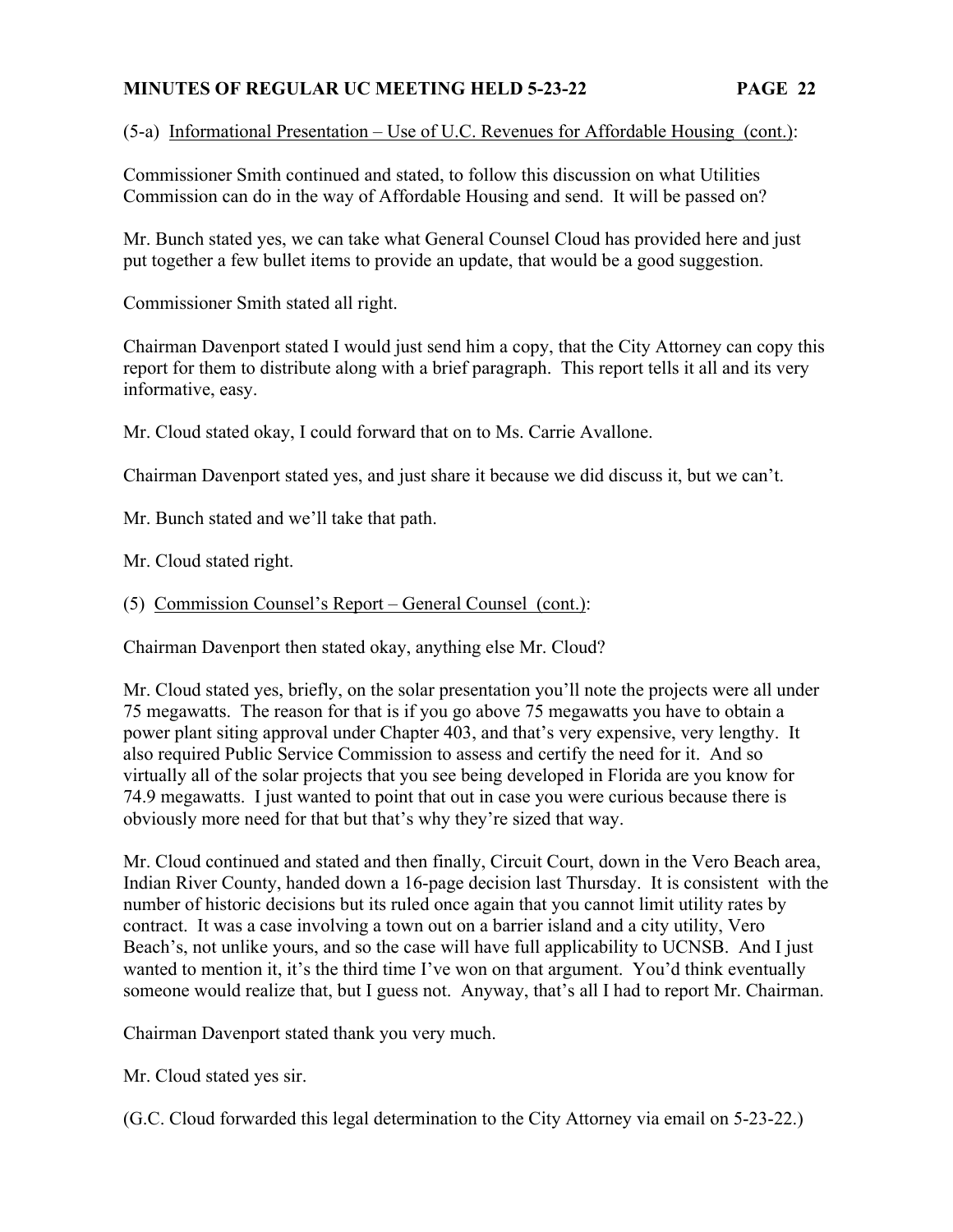(5-a) Informational Presentation – Use of U.C. Revenues for Affordable Housing (cont.):

Commissioner Smith continued and stated, to follow this discussion on what Utilities Commission can do in the way of Affordable Housing and send. It will be passed on?

Mr. Bunch stated yes, we can take what General Counsel Cloud has provided here and just put together a few bullet items to provide an update, that would be a good suggestion.

Commissioner Smith stated all right.

Chairman Davenport stated I would just send him a copy, that the City Attorney can copy this report for them to distribute along with a brief paragraph. This report tells it all and its very informative, easy.

Mr. Cloud stated okay, I could forward that on to Ms. Carrie Avallone.

Chairman Davenport stated yes, and just share it because we did discuss it, but we can't.

Mr. Bunch stated and we'll take that path.

Mr. Cloud stated right.

(5) Commission Counsel's Report – General Counsel (cont.):

Chairman Davenport then stated okay, anything else Mr. Cloud?

Mr. Cloud stated yes, briefly, on the solar presentation you'll note the projects were all under 75 megawatts. The reason for that is if you go above 75 megawatts you have to obtain a power plant siting approval under Chapter 403, and that's very expensive, very lengthy. It also required Public Service Commission to assess and certify the need for it. And so virtually all of the solar projects that you see being developed in Florida are you know for 74.9 megawatts. I just wanted to point that out in case you were curious because there is obviously more need for that but that's why they're sized that way.

Mr. Cloud continued and stated and then finally, Circuit Court, down in the Vero Beach area, Indian River County, handed down a 16-page decision last Thursday. It is consistent with the number of historic decisions but its ruled once again that you cannot limit utility rates by contract. It was a case involving a town out on a barrier island and a city utility, Vero Beach's, not unlike yours, and so the case will have full applicability to UCNSB. And I just wanted to mention it, it's the third time I've won on that argument. You'd think eventually someone would realize that, but I guess not. Anyway, that's all I had to report Mr. Chairman.

Chairman Davenport stated thank you very much.

Mr. Cloud stated yes sir.

(G.C. Cloud forwarded this legal determination to the City Attorney via email on 5-23-22.)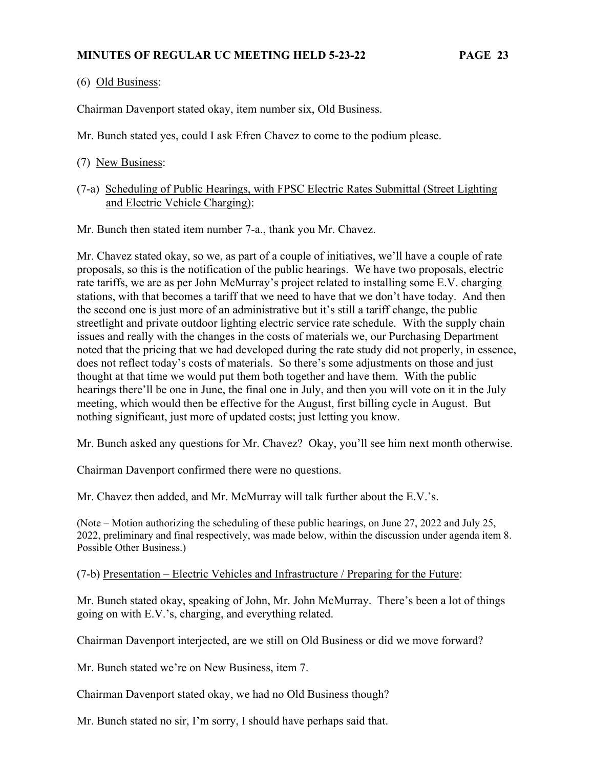(6) Old Business:

Chairman Davenport stated okay, item number six, Old Business.

Mr. Bunch stated yes, could I ask Efren Chavez to come to the podium please.

(7) New Business:

(7-a) Scheduling of Public Hearings, with FPSC Electric Rates Submittal (Street Lighting and Electric Vehicle Charging):

Mr. Bunch then stated item number 7-a., thank you Mr. Chavez.

Mr. Chavez stated okay, so we, as part of a couple of initiatives, we'll have a couple of rate proposals, so this is the notification of the public hearings. We have two proposals, electric rate tariffs, we are as per John McMurray's project related to installing some E.V. charging stations, with that becomes a tariff that we need to have that we don't have today. And then the second one is just more of an administrative but it's still a tariff change, the public streetlight and private outdoor lighting electric service rate schedule. With the supply chain issues and really with the changes in the costs of materials we, our Purchasing Department noted that the pricing that we had developed during the rate study did not properly, in essence, does not reflect today's costs of materials. So there's some adjustments on those and just thought at that time we would put them both together and have them. With the public hearings there'll be one in June, the final one in July, and then you will vote on it in the July meeting, which would then be effective for the August, first billing cycle in August. But nothing significant, just more of updated costs; just letting you know.

Mr. Bunch asked any questions for Mr. Chavez? Okay, you'll see him next month otherwise.

Chairman Davenport confirmed there were no questions.

Mr. Chavez then added, and Mr. McMurray will talk further about the E.V.'s.

(Note – Motion authorizing the scheduling of these public hearings, on June 27, 2022 and July 25, 2022, preliminary and final respectively, was made below, within the discussion under agenda item 8. Possible Other Business.)

(7-b) Presentation – Electric Vehicles and Infrastructure / Preparing for the Future:

Mr. Bunch stated okay, speaking of John, Mr. John McMurray. There's been a lot of things going on with E.V.'s, charging, and everything related.

Chairman Davenport interjected, are we still on Old Business or did we move forward?

Mr. Bunch stated we're on New Business, item 7.

Chairman Davenport stated okay, we had no Old Business though?

Mr. Bunch stated no sir, I'm sorry, I should have perhaps said that.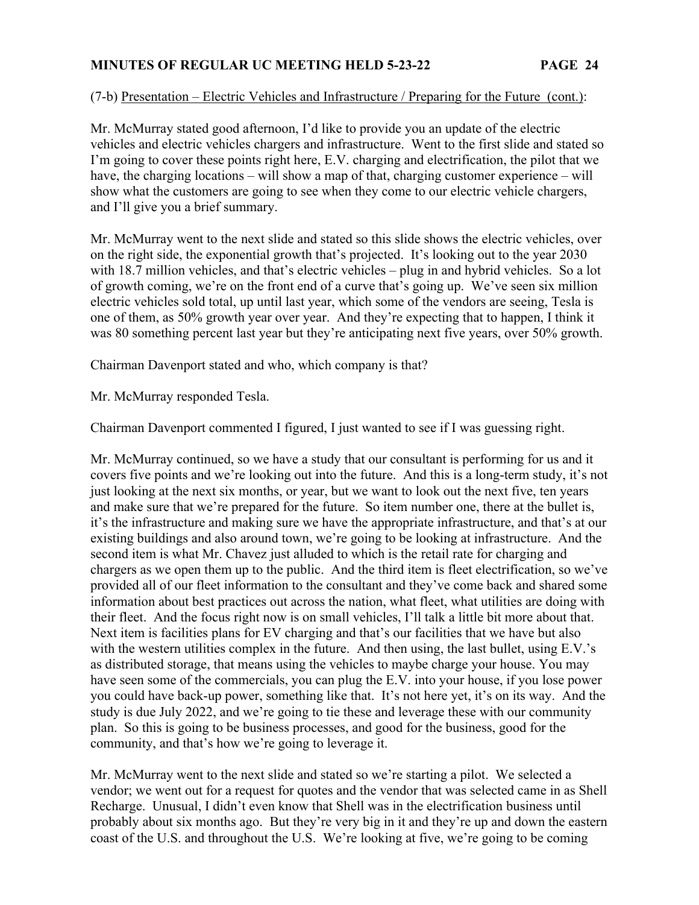(7-b) Presentation – Electric Vehicles and Infrastructure / Preparing for the Future (cont.):

Mr. McMurray stated good afternoon, I'd like to provide you an update of the electric vehicles and electric vehicles chargers and infrastructure. Went to the first slide and stated so I'm going to cover these points right here, E.V. charging and electrification, the pilot that we have, the charging locations – will show a map of that, charging customer experience – will show what the customers are going to see when they come to our electric vehicle chargers, and I'll give you a brief summary.

Mr. McMurray went to the next slide and stated so this slide shows the electric vehicles, over on the right side, the exponential growth that's projected. It's looking out to the year 2030 with 18.7 million vehicles, and that's electric vehicles – plug in and hybrid vehicles. So a lot of growth coming, we're on the front end of a curve that's going up. We've seen six million electric vehicles sold total, up until last year, which some of the vendors are seeing, Tesla is one of them, as 50% growth year over year. And they're expecting that to happen, I think it was 80 something percent last year but they're anticipating next five years, over 50% growth.

Chairman Davenport stated and who, which company is that?

Mr. McMurray responded Tesla.

Chairman Davenport commented I figured, I just wanted to see if I was guessing right.

Mr. McMurray continued, so we have a study that our consultant is performing for us and it covers five points and we're looking out into the future. And this is a long-term study, it's not just looking at the next six months, or year, but we want to look out the next five, ten years and make sure that we're prepared for the future. So item number one, there at the bullet is, it's the infrastructure and making sure we have the appropriate infrastructure, and that's at our existing buildings and also around town, we're going to be looking at infrastructure. And the second item is what Mr. Chavez just alluded to which is the retail rate for charging and chargers as we open them up to the public. And the third item is fleet electrification, so we've provided all of our fleet information to the consultant and they've come back and shared some information about best practices out across the nation, what fleet, what utilities are doing with their fleet. And the focus right now is on small vehicles, I'll talk a little bit more about that. Next item is facilities plans for EV charging and that's our facilities that we have but also with the western utilities complex in the future. And then using, the last bullet, using E.V.'s as distributed storage, that means using the vehicles to maybe charge your house. You may have seen some of the commercials, you can plug the E.V. into your house, if you lose power you could have back-up power, something like that. It's not here yet, it's on its way. And the study is due July 2022, and we're going to tie these and leverage these with our community plan. So this is going to be business processes, and good for the business, good for the community, and that's how we're going to leverage it.

Mr. McMurray went to the next slide and stated so we're starting a pilot. We selected a vendor; we went out for a request for quotes and the vendor that was selected came in as Shell Recharge. Unusual, I didn't even know that Shell was in the electrification business until probably about six months ago. But they're very big in it and they're up and down the eastern coast of the U.S. and throughout the U.S. We're looking at five, we're going to be coming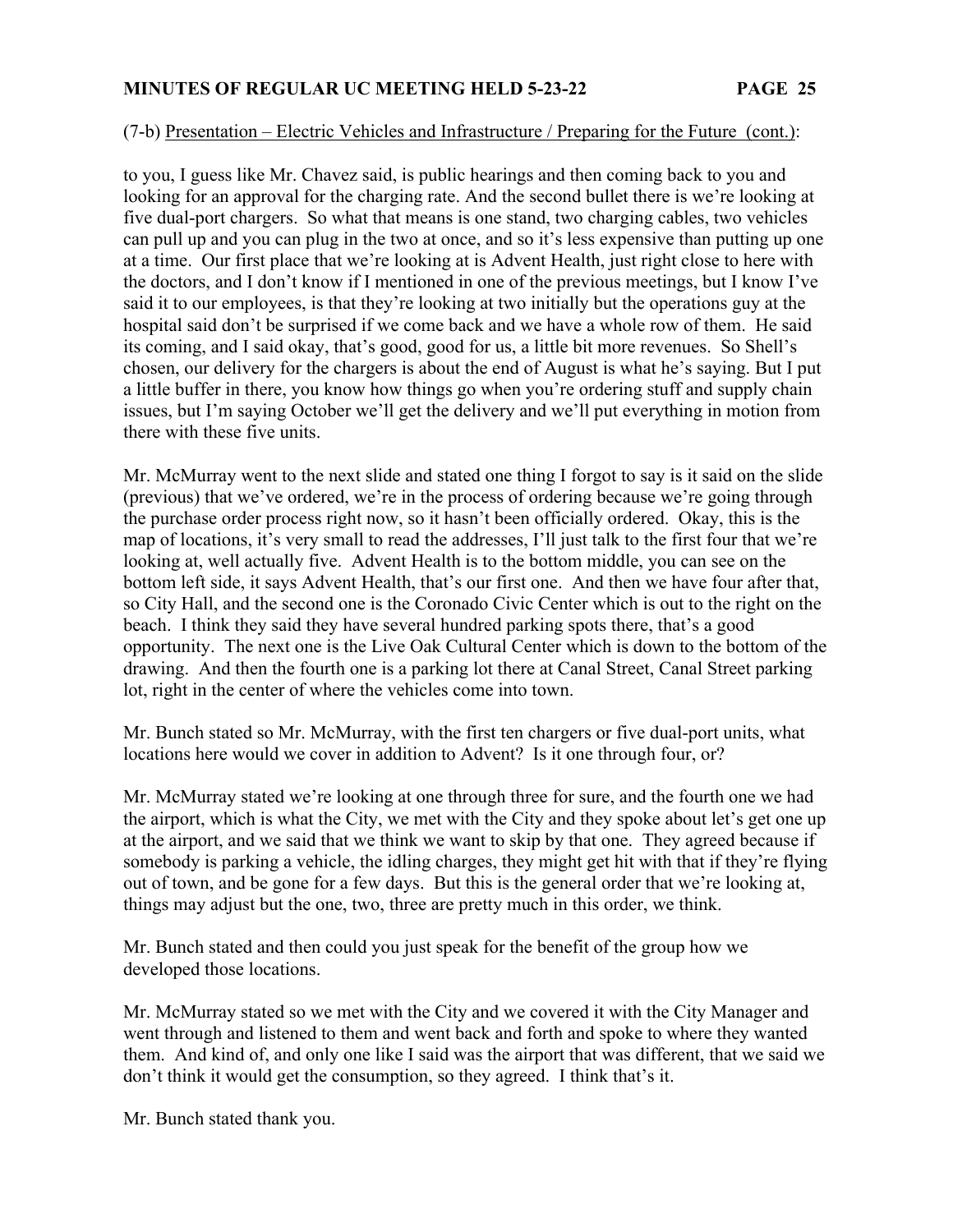(7-b) Presentation – Electric Vehicles and Infrastructure / Preparing for the Future (cont.):

to you, I guess like Mr. Chavez said, is public hearings and then coming back to you and looking for an approval for the charging rate. And the second bullet there is we're looking at five dual-port chargers. So what that means is one stand, two charging cables, two vehicles can pull up and you can plug in the two at once, and so it's less expensive than putting up one at a time. Our first place that we're looking at is Advent Health, just right close to here with the doctors, and I don't know if I mentioned in one of the previous meetings, but I know I've said it to our employees, is that they're looking at two initially but the operations guy at the hospital said don't be surprised if we come back and we have a whole row of them. He said its coming, and I said okay, that's good, good for us, a little bit more revenues. So Shell's chosen, our delivery for the chargers is about the end of August is what he's saying. But I put a little buffer in there, you know how things go when you're ordering stuff and supply chain issues, but I'm saying October we'll get the delivery and we'll put everything in motion from there with these five units.

Mr. McMurray went to the next slide and stated one thing I forgot to say is it said on the slide (previous) that we've ordered, we're in the process of ordering because we're going through the purchase order process right now, so it hasn't been officially ordered. Okay, this is the map of locations, it's very small to read the addresses, I'll just talk to the first four that we're looking at, well actually five. Advent Health is to the bottom middle, you can see on the bottom left side, it says Advent Health, that's our first one. And then we have four after that, so City Hall, and the second one is the Coronado Civic Center which is out to the right on the beach. I think they said they have several hundred parking spots there, that's a good opportunity. The next one is the Live Oak Cultural Center which is down to the bottom of the drawing. And then the fourth one is a parking lot there at Canal Street, Canal Street parking lot, right in the center of where the vehicles come into town.

Mr. Bunch stated so Mr. McMurray, with the first ten chargers or five dual-port units, what locations here would we cover in addition to Advent? Is it one through four, or?

Mr. McMurray stated we're looking at one through three for sure, and the fourth one we had the airport, which is what the City, we met with the City and they spoke about let's get one up at the airport, and we said that we think we want to skip by that one. They agreed because if somebody is parking a vehicle, the idling charges, they might get hit with that if they're flying out of town, and be gone for a few days. But this is the general order that we're looking at, things may adjust but the one, two, three are pretty much in this order, we think.

Mr. Bunch stated and then could you just speak for the benefit of the group how we developed those locations.

Mr. McMurray stated so we met with the City and we covered it with the City Manager and went through and listened to them and went back and forth and spoke to where they wanted them. And kind of, and only one like I said was the airport that was different, that we said we don't think it would get the consumption, so they agreed. I think that's it.

Mr. Bunch stated thank you.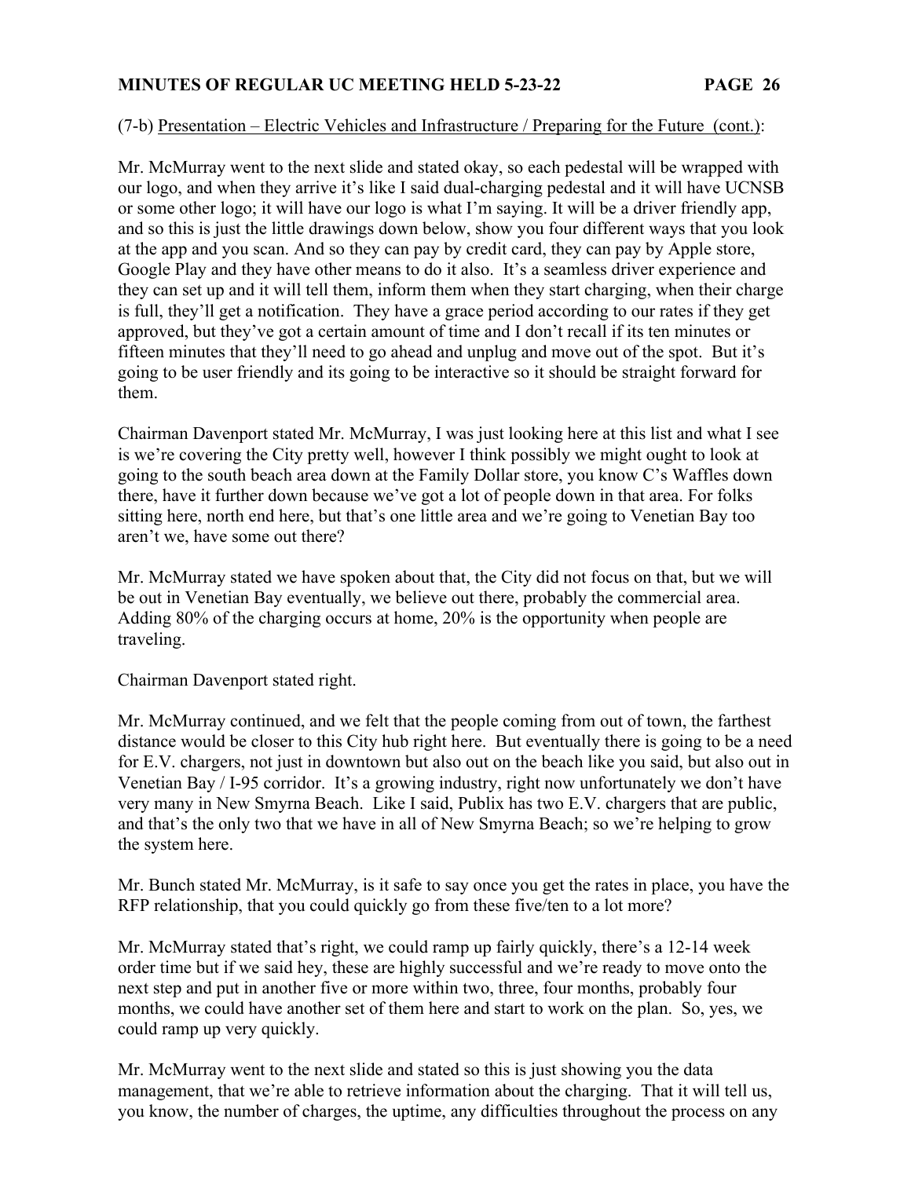(7-b) Presentation – Electric Vehicles and Infrastructure / Preparing for the Future (cont.):

Mr. McMurray went to the next slide and stated okay, so each pedestal will be wrapped with our logo, and when they arrive it's like I said dual-charging pedestal and it will have UCNSB or some other logo; it will have our logo is what I'm saying. It will be a driver friendly app, and so this is just the little drawings down below, show you four different ways that you look at the app and you scan. And so they can pay by credit card, they can pay by Apple store, Google Play and they have other means to do it also. It's a seamless driver experience and they can set up and it will tell them, inform them when they start charging, when their charge is full, they'll get a notification. They have a grace period according to our rates if they get approved, but they've got a certain amount of time and I don't recall if its ten minutes or fifteen minutes that they'll need to go ahead and unplug and move out of the spot. But it's going to be user friendly and its going to be interactive so it should be straight forward for them.

Chairman Davenport stated Mr. McMurray, I was just looking here at this list and what I see is we're covering the City pretty well, however I think possibly we might ought to look at going to the south beach area down at the Family Dollar store, you know C's Waffles down there, have it further down because we've got a lot of people down in that area. For folks sitting here, north end here, but that's one little area and we're going to Venetian Bay too aren't we, have some out there?

Mr. McMurray stated we have spoken about that, the City did not focus on that, but we will be out in Venetian Bay eventually, we believe out there, probably the commercial area. Adding 80% of the charging occurs at home, 20% is the opportunity when people are traveling.

Chairman Davenport stated right.

Mr. McMurray continued, and we felt that the people coming from out of town, the farthest distance would be closer to this City hub right here. But eventually there is going to be a need for E.V. chargers, not just in downtown but also out on the beach like you said, but also out in Venetian Bay / I-95 corridor. It's a growing industry, right now unfortunately we don't have very many in New Smyrna Beach. Like I said, Publix has two E.V. chargers that are public, and that's the only two that we have in all of New Smyrna Beach; so we're helping to grow the system here.

Mr. Bunch stated Mr. McMurray, is it safe to say once you get the rates in place, you have the RFP relationship, that you could quickly go from these five/ten to a lot more?

Mr. McMurray stated that's right, we could ramp up fairly quickly, there's a 12-14 week order time but if we said hey, these are highly successful and we're ready to move onto the next step and put in another five or more within two, three, four months, probably four months, we could have another set of them here and start to work on the plan. So, yes, we could ramp up very quickly.

Mr. McMurray went to the next slide and stated so this is just showing you the data management, that we're able to retrieve information about the charging. That it will tell us, you know, the number of charges, the uptime, any difficulties throughout the process on any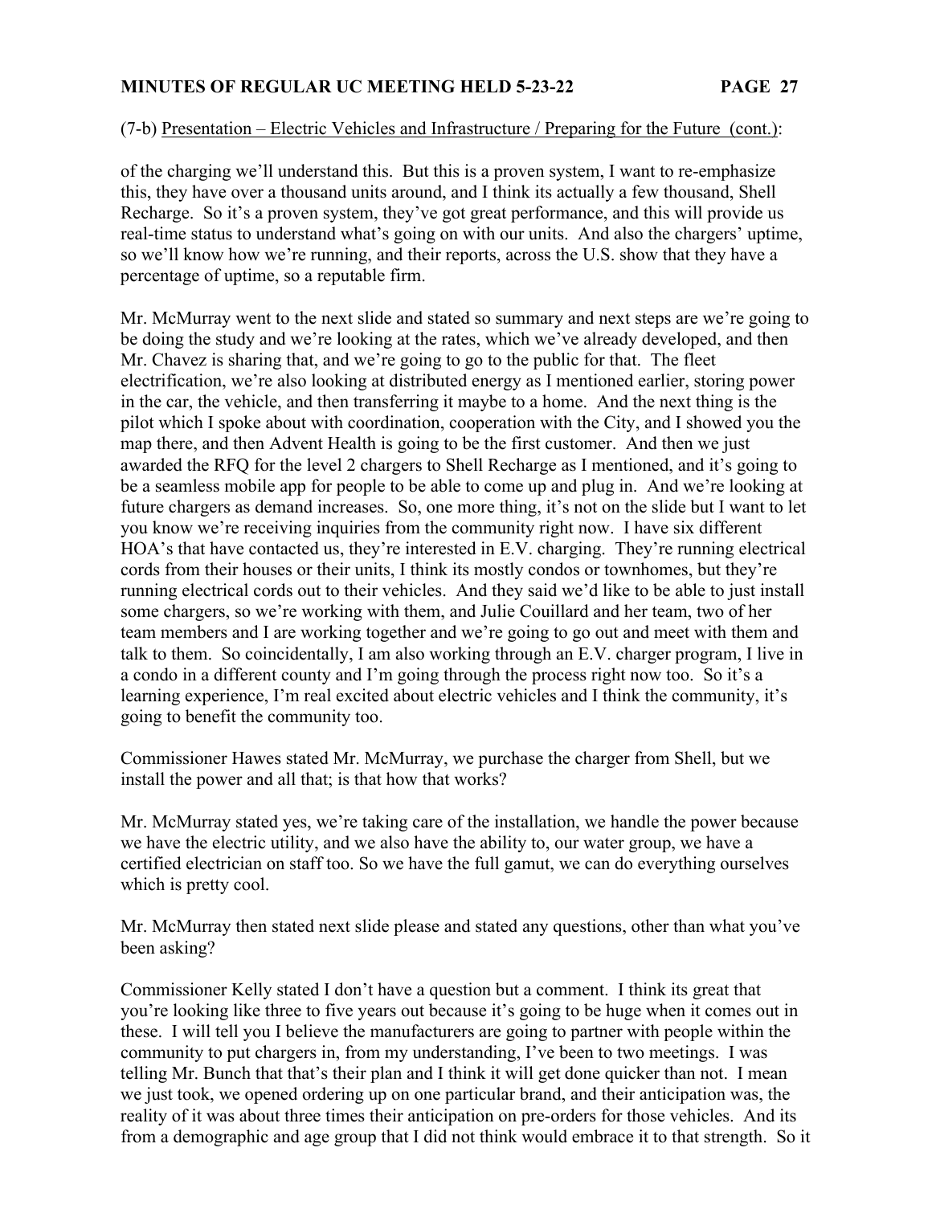(7-b) Presentation – Electric Vehicles and Infrastructure / Preparing for the Future (cont.):

of the charging we'll understand this. But this is a proven system, I want to re-emphasize this, they have over a thousand units around, and I think its actually a few thousand, Shell Recharge. So it's a proven system, they've got great performance, and this will provide us real-time status to understand what's going on with our units. And also the chargers' uptime, so we'll know how we're running, and their reports, across the U.S. show that they have a percentage of uptime, so a reputable firm.

Mr. McMurray went to the next slide and stated so summary and next steps are we're going to be doing the study and we're looking at the rates, which we've already developed, and then Mr. Chavez is sharing that, and we're going to go to the public for that. The fleet electrification, we're also looking at distributed energy as I mentioned earlier, storing power in the car, the vehicle, and then transferring it maybe to a home. And the next thing is the pilot which I spoke about with coordination, cooperation with the City, and I showed you the map there, and then Advent Health is going to be the first customer. And then we just awarded the RFQ for the level 2 chargers to Shell Recharge as I mentioned, and it's going to be a seamless mobile app for people to be able to come up and plug in. And we're looking at future chargers as demand increases. So, one more thing, it's not on the slide but I want to let you know we're receiving inquiries from the community right now. I have six different HOA's that have contacted us, they're interested in E.V. charging. They're running electrical cords from their houses or their units, I think its mostly condos or townhomes, but they're running electrical cords out to their vehicles. And they said we'd like to be able to just install some chargers, so we're working with them, and Julie Couillard and her team, two of her team members and I are working together and we're going to go out and meet with them and talk to them. So coincidentally, I am also working through an E.V. charger program, I live in a condo in a different county and I'm going through the process right now too. So it's a learning experience, I'm real excited about electric vehicles and I think the community, it's going to benefit the community too.

Commissioner Hawes stated Mr. McMurray, we purchase the charger from Shell, but we install the power and all that; is that how that works?

Mr. McMurray stated yes, we're taking care of the installation, we handle the power because we have the electric utility, and we also have the ability to, our water group, we have a certified electrician on staff too. So we have the full gamut, we can do everything ourselves which is pretty cool.

Mr. McMurray then stated next slide please and stated any questions, other than what you've been asking?

Commissioner Kelly stated I don't have a question but a comment. I think its great that you're looking like three to five years out because it's going to be huge when it comes out in these. I will tell you I believe the manufacturers are going to partner with people within the community to put chargers in, from my understanding, I've been to two meetings. I was telling Mr. Bunch that that's their plan and I think it will get done quicker than not. I mean we just took, we opened ordering up on one particular brand, and their anticipation was, the reality of it was about three times their anticipation on pre-orders for those vehicles. And its from a demographic and age group that I did not think would embrace it to that strength. So it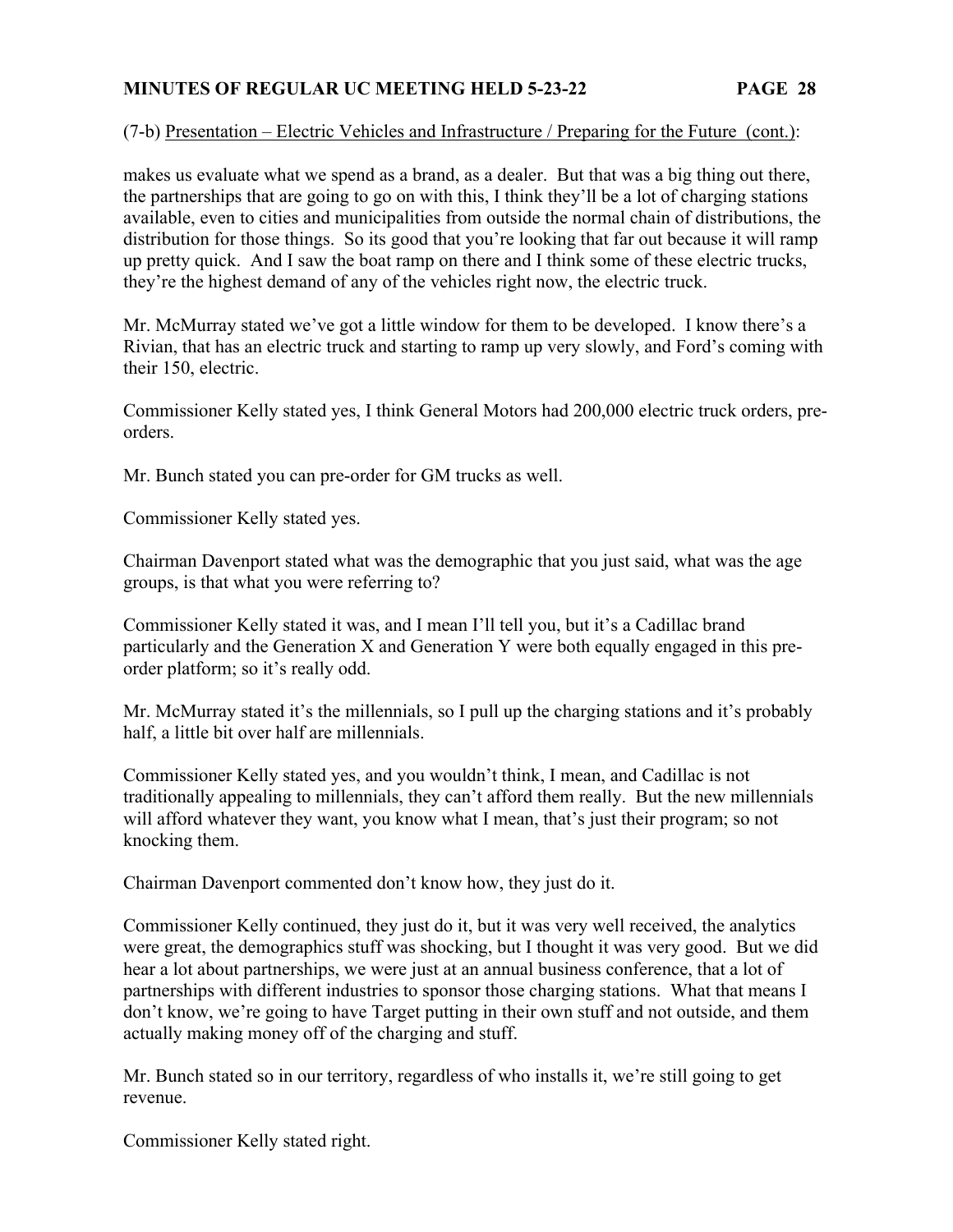(7-b) Presentation – Electric Vehicles and Infrastructure / Preparing for the Future (cont.):

makes us evaluate what we spend as a brand, as a dealer. But that was a big thing out there, the partnerships that are going to go on with this, I think they'll be a lot of charging stations available, even to cities and municipalities from outside the normal chain of distributions, the distribution for those things. So its good that you're looking that far out because it will ramp up pretty quick. And I saw the boat ramp on there and I think some of these electric trucks, they're the highest demand of any of the vehicles right now, the electric truck.

Mr. McMurray stated we've got a little window for them to be developed. I know there's a Rivian, that has an electric truck and starting to ramp up very slowly, and Ford's coming with their 150, electric.

Commissioner Kelly stated yes, I think General Motors had 200,000 electric truck orders, pre-orders.

Mr. Bunch stated you can pre-order for GM trucks as well.

Commissioner Kelly stated yes.

Chairman Davenport stated what was the demographic that you just said, what was the age groups, is that what you were referring to?

Commissioner Kelly stated it was, and I mean I'll tell you, but it's a Cadillac brand particularly and the Generation X and Generation Y were both equally engaged in this pre-order platform; so it's really odd.

Mr. McMurray stated it's the millennials, so I pull up the charging stations and it's probably half, a little bit over half are millennials.

Commissioner Kelly stated yes, and you wouldn't think, I mean, and Cadillac is not traditionally appealing to millennials, they can't afford them really. But the new millennials will afford whatever they want, you know what I mean, that's just their program; so not knocking them.

Chairman Davenport commented don't know how, they just do it.

Commissioner Kelly continued, they just do it, but it was very well received, the analytics were great, the demographics stuff was shocking, but I thought it was very good. But we did hear a lot about partnerships, we were just at an annual business conference, that a lot of partnerships with different industries to sponsor those charging stations. What that means I don't know, we're going to have Target putting in their own stuff and not outside, and them actually making money off of the charging and stuff.

Mr. Bunch stated so in our territory, regardless of who installs it, we're still going to get revenue.

Commissioner Kelly stated right.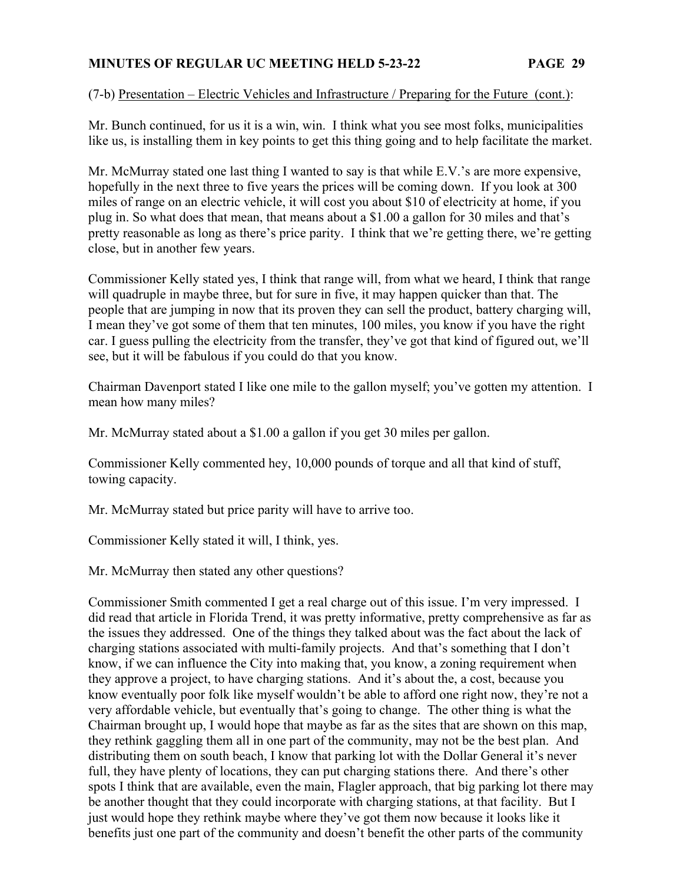(7-b) <u>Presentation – Electric Vehicles and Infrastructure / Preparing for the Future (cont.)</u>:

Mr. Bunch continued, for us it is a win, win. I think what you see most folks, municipalities like us, is installing them in key points to get this thing going and to help facilitate the market.

Mr. McMurray stated one last thing I wanted to say is that while E.V.'s are more expensive, hopefully in the next three to five years the prices will be coming down. If you look at 300 miles of range on an electric vehicle, it will cost you about $10 of electricity at home, if you plug in. So what does that mean, that means about a $1.00 a gallon for 30 miles and that's pretty reasonable as long as there's price parity. I think that we're getting there, we're getting close, but in another few years.

Commissioner Kelly stated yes, I think that range will, from what we heard, I think that range will quadruple in maybe three, but for sure in five, it may happen quicker than that. The people that are jumping in now that its proven they can sell the product, battery charging will, I mean they've got some of them that ten minutes, 100 miles, you know if you have the right car. I guess pulling the electricity from the transfer, they've got that kind of figured out, we'll see, but it will be fabulous if you could do that you know.

Chairman Davenport stated I like one mile to the gallon myself; you've gotten my attention. I mean how many miles?

Mr. McMurray stated about a $1.00 a gallon if you get 30 miles per gallon.

Commissioner Kelly commented hey, 10,000 pounds of torque and all that kind of stuff, towing capacity.

Mr. McMurray stated but price parity will have to arrive too.

Commissioner Kelly stated it will, I think, yes.

Mr. McMurray then stated any other questions?

Commissioner Smith commented I get a real charge out of this issue. I'm very impressed. I did read that article in Florida Trend, it was pretty informative, pretty comprehensive as far as the issues they addressed. One of the things they talked about was the fact about the lack of charging stations associated with multi-family projects. And that's something that I don't know, if we can influence the City into making that, you know, a zoning requirement when they approve a project, to have charging stations. And it's about the, a cost, because you know eventually poor folk like myself wouldn't be able to afford one right now, they're not a very affordable vehicle, but eventually that's going to change. The other thing is what the Chairman brought up, I would hope that maybe as far as the sites that are shown on this map, they rethink gaggling them all in one part of the community, may not be the best plan. And distributing them on south beach, I know that parking lot with the Dollar General it's never full, they have plenty of locations, they can put charging stations there. And there's other spots I think that are available, even the main, Flagler approach, that big parking lot there may be another thought that they could incorporate with charging stations, at that facility. But I just would hope they rethink maybe where they've got them now because it looks like it benefits just one part of the community and doesn't benefit the other parts of the community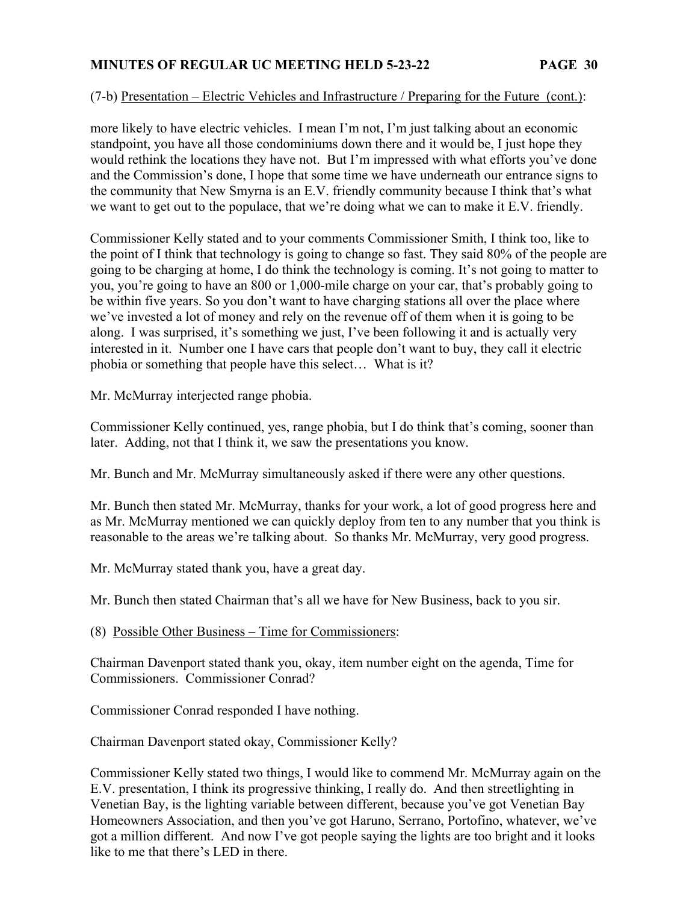(7-b) Presentation – Electric Vehicles and Infrastructure / Preparing for the Future (cont.):

more likely to have electric vehicles. I mean I'm not, I'm just talking about an economic standpoint, you have all those condominiums down there and it would be, I just hope they would rethink the locations they have not. But I'm impressed with what efforts you've done and the Commission's done, I hope that some time we have underneath our entrance signs to the community that New Smyrna is an E.V. friendly community because I think that's what we want to get out to the populace, that we're doing what we can to make it E.V. friendly.

Commissioner Kelly stated and to your comments Commissioner Smith, I think too, like to the point of I think that technology is going to change so fast. They said 80% of the people are going to be charging at home, I do think the technology is coming. It's not going to matter to you, you're going to have an 800 or 1,000-mile charge on your car, that's probably going to be within five years. So you don't want to have charging stations all over the place where we've invested a lot of money and rely on the revenue off of them when it is going to be along. I was surprised, it's something we just, I've been following it and is actually very interested in it. Number one I have cars that people don't want to buy, they call it electric phobia or something that people have this select… What is it?

Mr. McMurray interjected range phobia.

Commissioner Kelly continued, yes, range phobia, but I do think that's coming, sooner than later. Adding, not that I think it, we saw the presentations you know.

Mr. Bunch and Mr. McMurray simultaneously asked if there were any other questions.

Mr. Bunch then stated Mr. McMurray, thanks for your work, a lot of good progress here and as Mr. McMurray mentioned we can quickly deploy from ten to any number that you think is reasonable to the areas we're talking about. So thanks Mr. McMurray, very good progress.

Mr. McMurray stated thank you, have a great day.

Mr. Bunch then stated Chairman that's all we have for New Business, back to you sir.

(8) Possible Other Business – Time for Commissioners:

Chairman Davenport stated thank you, okay, item number eight on the agenda, Time for Commissioners. Commissioner Conrad?

Commissioner Conrad responded I have nothing.

Chairman Davenport stated okay, Commissioner Kelly?

Commissioner Kelly stated two things, I would like to commend Mr. McMurray again on the E.V. presentation, I think its progressive thinking, I really do. And then streetlighting in Venetian Bay, is the lighting variable between different, because you've got Venetian Bay Homeowners Association, and then you've got Haruno, Serrano, Portofino, whatever, we've got a million different. And now I've got people saying the lights are too bright and it looks like to me that there's LED in there.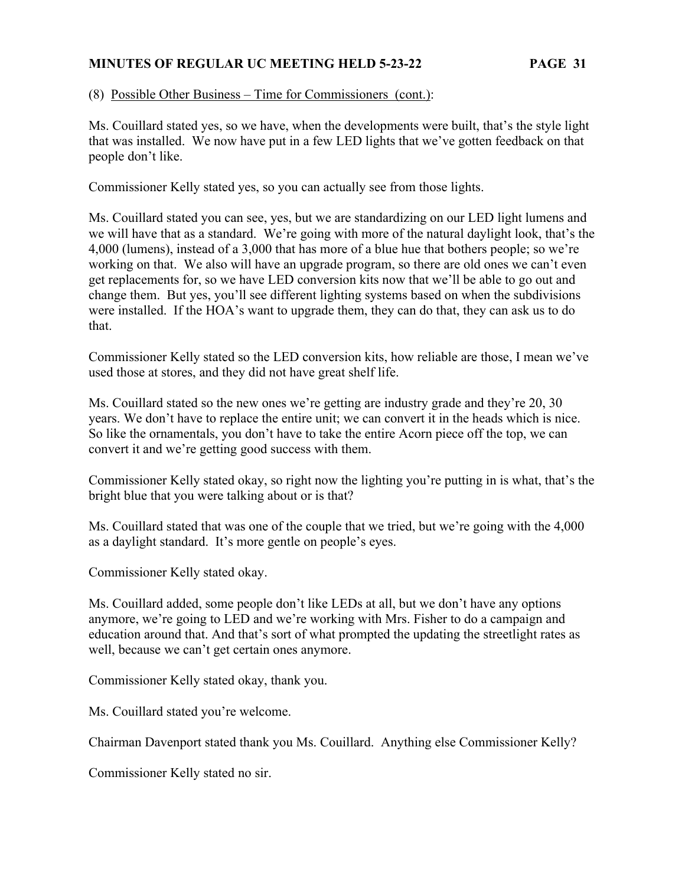(8) Possible Other Business – Time for Commissioners (cont.):

Ms. Couillard stated yes, so we have, when the developments were built, that's the style light that was installed. We now have put in a few LED lights that we've gotten feedback on that people don't like.

Commissioner Kelly stated yes, so you can actually see from those lights.

Ms. Couillard stated you can see, yes, but we are standardizing on our LED light lumens and we will have that as a standard. We're going with more of the natural daylight look, that's the 4,000 (lumens), instead of a 3,000 that has more of a blue hue that bothers people; so we're working on that. We also will have an upgrade program, so there are old ones we can't even get replacements for, so we have LED conversion kits now that we'll be able to go out and change them. But yes, you'll see different lighting systems based on when the subdivisions were installed. If the HOA's want to upgrade them, they can do that, they can ask us to do that.

Commissioner Kelly stated so the LED conversion kits, how reliable are those, I mean we've used those at stores, and they did not have great shelf life.

Ms. Couillard stated so the new ones we're getting are industry grade and they're 20, 30 years. We don't have to replace the entire unit; we can convert it in the heads which is nice. So like the ornamentals, you don't have to take the entire Acorn piece off the top, we can convert it and we're getting good success with them.

Commissioner Kelly stated okay, so right now the lighting you're putting in is what, that's the bright blue that you were talking about or is that?

Ms. Couillard stated that was one of the couple that we tried, but we're going with the 4,000 as a daylight standard. It's more gentle on people's eyes.

Commissioner Kelly stated okay.

Ms. Couillard added, some people don't like LEDs at all, but we don't have any options anymore, we're going to LED and we're working with Mrs. Fisher to do a campaign and education around that. And that's sort of what prompted the updating the streetlight rates as well, because we can't get certain ones anymore.

Commissioner Kelly stated okay, thank you.

Ms. Couillard stated you're welcome.

Chairman Davenport stated thank you Ms. Couillard. Anything else Commissioner Kelly?

Commissioner Kelly stated no sir.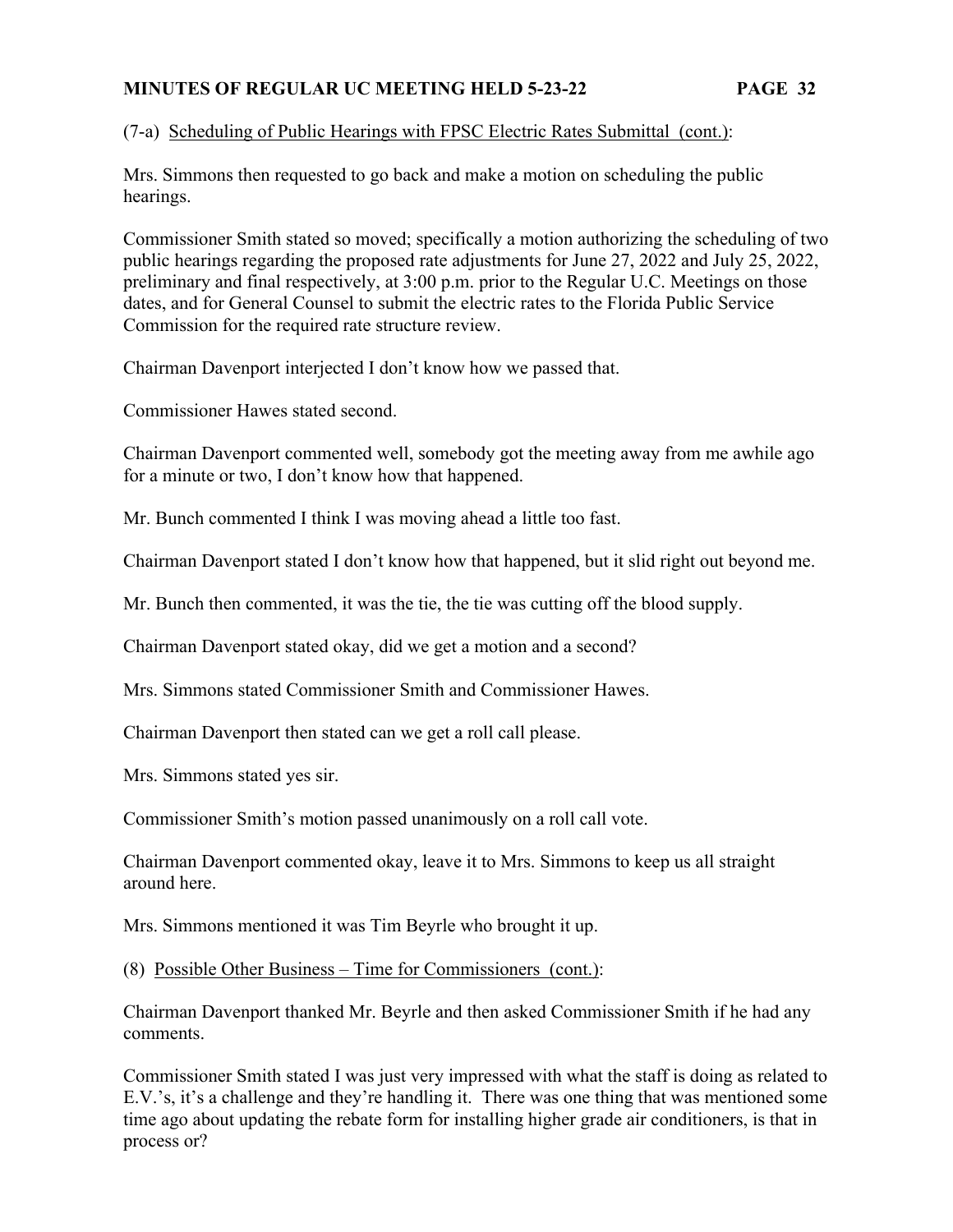(7-a) Scheduling of Public Hearings with FPSC Electric Rates Submittal (cont.):

Mrs. Simmons then requested to go back and make a motion on scheduling the public hearings.

Commissioner Smith stated so moved; specifically a motion authorizing the scheduling of two public hearings regarding the proposed rate adjustments for June 27, 2022 and July 25, 2022, preliminary and final respectively, at 3:00 p.m. prior to the Regular U.C. Meetings on those dates, and for General Counsel to submit the electric rates to the Florida Public Service Commission for the required rate structure review.

Chairman Davenport interjected I don't know how we passed that.

Commissioner Hawes stated second.

Chairman Davenport commented well, somebody got the meeting away from me awhile ago for a minute or two, I don't know how that happened.

Mr. Bunch commented I think I was moving ahead a little too fast.

Chairman Davenport stated I don't know how that happened, but it slid right out beyond me.

Mr. Bunch then commented, it was the tie, the tie was cutting off the blood supply.

Chairman Davenport stated okay, did we get a motion and a second?

Mrs. Simmons stated Commissioner Smith and Commissioner Hawes.

Chairman Davenport then stated can we get a roll call please.

Mrs. Simmons stated yes sir.

Commissioner Smith's motion passed unanimously on a roll call vote.

Chairman Davenport commented okay, leave it to Mrs. Simmons to keep us all straight around here.

Mrs. Simmons mentioned it was Tim Beyrle who brought it up.

(8) Possible Other Business – Time for Commissioners (cont.):

Chairman Davenport thanked Mr. Beyrle and then asked Commissioner Smith if he had any comments.

Commissioner Smith stated I was just very impressed with what the staff is doing as related to E.V.'s, it's a challenge and they're handling it. There was one thing that was mentioned some time ago about updating the rebate form for installing higher grade air conditioners, is that in process or?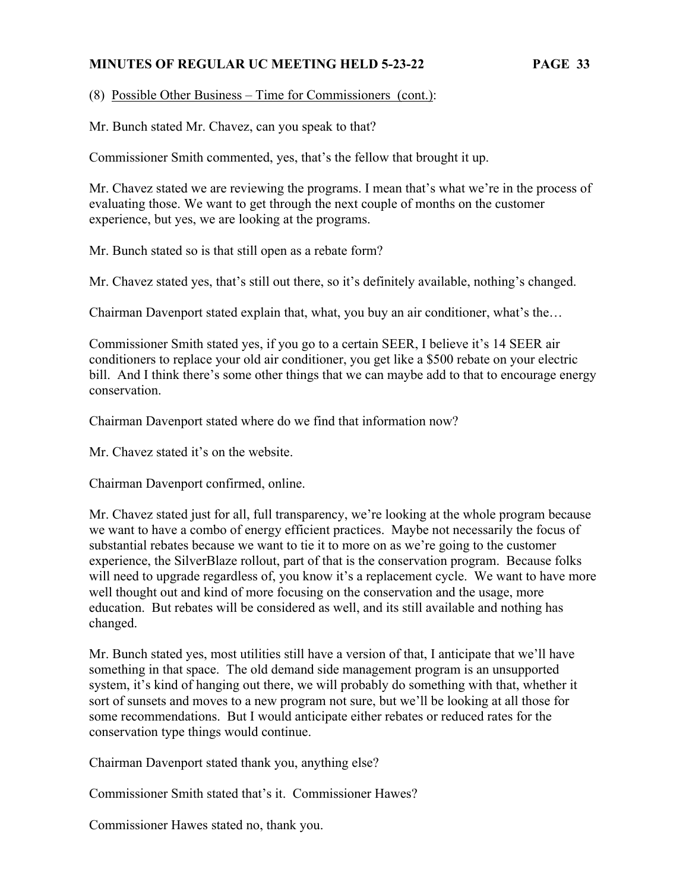(8) Possible Other Business – Time for Commissioners (cont.):

Mr. Bunch stated Mr. Chavez, can you speak to that?

Commissioner Smith commented, yes, that's the fellow that brought it up.

Mr. Chavez stated we are reviewing the programs. I mean that's what we're in the process of evaluating those. We want to get through the next couple of months on the customer experience, but yes, we are looking at the programs.

Mr. Bunch stated so is that still open as a rebate form?

Mr. Chavez stated yes, that's still out there, so it's definitely available, nothing's changed.

Chairman Davenport stated explain that, what, you buy an air conditioner, what's the…

Commissioner Smith stated yes, if you go to a certain SEER, I believe it's 14 SEER air conditioners to replace your old air conditioner, you get like a $500 rebate on your electric bill. And I think there's some other things that we can maybe add to that to encourage energy conservation.

Chairman Davenport stated where do we find that information now?

Mr. Chavez stated it's on the website.

Chairman Davenport confirmed, online.

Mr. Chavez stated just for all, full transparency, we're looking at the whole program because we want to have a combo of energy efficient practices. Maybe not necessarily the focus of substantial rebates because we want to tie it to more on as we're going to the customer experience, the SilverBlaze rollout, part of that is the conservation program. Because folks will need to upgrade regardless of, you know it's a replacement cycle. We want to have more well thought out and kind of more focusing on the conservation and the usage, more education. But rebates will be considered as well, and its still available and nothing has changed.

Mr. Bunch stated yes, most utilities still have a version of that, I anticipate that we'll have something in that space. The old demand side management program is an unsupported system, it's kind of hanging out there, we will probably do something with that, whether it sort of sunsets and moves to a new program not sure, but we'll be looking at all those for some recommendations. But I would anticipate either rebates or reduced rates for the conservation type things would continue.

Chairman Davenport stated thank you, anything else?

Commissioner Smith stated that's it. Commissioner Hawes?

Commissioner Hawes stated no, thank you.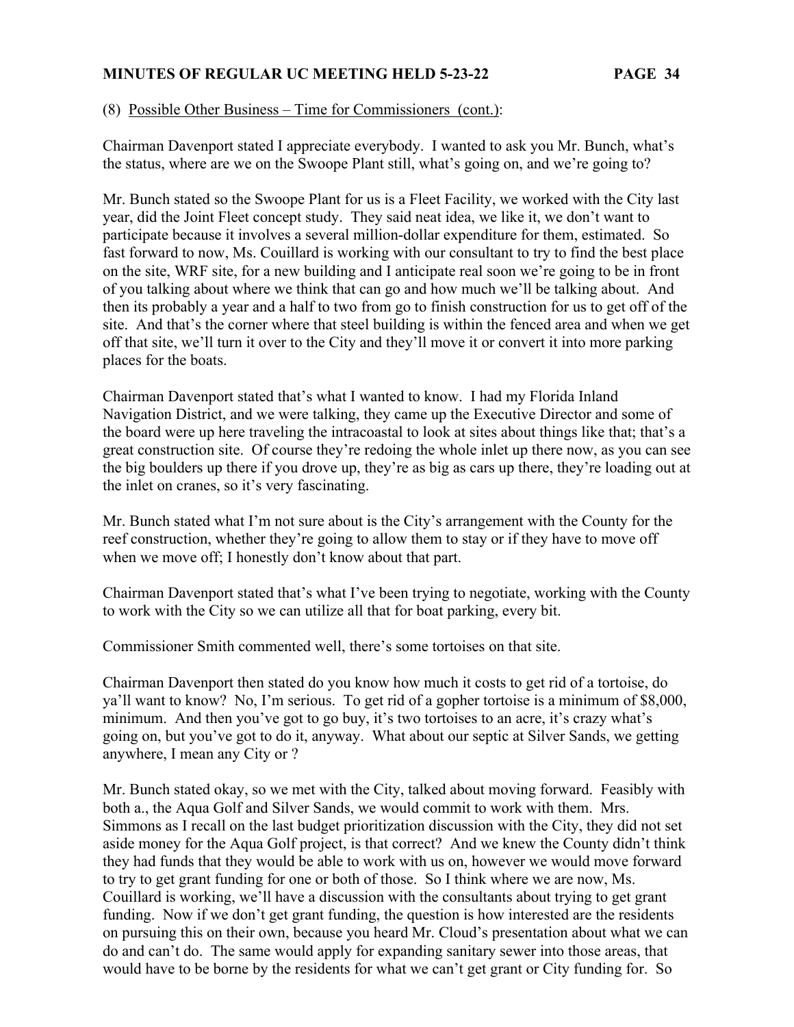(8) Possible Other Business – Time for Commissioners (cont.):

Chairman Davenport stated I appreciate everybody. I wanted to ask you Mr. Bunch, what's the status, where are we on the Swoope Plant still, what's going on, and we're going to?

Mr. Bunch stated so the Swoope Plant for us is a Fleet Facility, we worked with the City last year, did the Joint Fleet concept study. They said neat idea, we like it, we don't want to participate because it involves a several million-dollar expenditure for them, estimated. So fast forward to now, Ms. Couillard is working with our consultant to try to find the best place on the site, WRF site, for a new building and I anticipate real soon we're going to be in front of you talking about where we think that can go and how much we'll be talking about. And then its probably a year and a half to two from go to finish construction for us to get off of the site. And that's the corner where that steel building is within the fenced area and when we get off that site, we'll turn it over to the City and they'll move it or convert it into more parking places for the boats.

Chairman Davenport stated that's what I wanted to know. I had my Florida Inland Navigation District, and we were talking, they came up the Executive Director and some of the board were up here traveling the intracoastal to look at sites about things like that; that's a great construction site. Of course they're redoing the whole inlet up there now, as you can see the big boulders up there if you drove up, they're as big as cars up there, they're loading out at the inlet on cranes, so it's very fascinating.

Mr. Bunch stated what I'm not sure about is the City's arrangement with the County for the reef construction, whether they're going to allow them to stay or if they have to move off when we move off; I honestly don't know about that part.

Chairman Davenport stated that's what I've been trying to negotiate, working with the County to work with the City so we can utilize all that for boat parking, every bit.

Commissioner Smith commented well, there's some tortoises on that site.

Chairman Davenport then stated do you know how much it costs to get rid of a tortoise, do ya'll want to know? No, I'm serious. To get rid of a gopher tortoise is a minimum of $8,000, minimum. And then you've got to go buy, it's two tortoises to an acre, it's crazy what's going on, but you've got to do it, anyway. What about our septic at Silver Sands, we getting anywhere, I mean any City or ?

Mr. Bunch stated okay, so we met with the City, talked about moving forward. Feasibly with both a., the Aqua Golf and Silver Sands, we would commit to work with them. Mrs. Simmons as I recall on the last budget prioritization discussion with the City, they did not set aside money for the Aqua Golf project, is that correct? And we knew the County didn't think they had funds that they would be able to work with us on, however we would move forward to try to get grant funding for one or both of those. So I think where we are now, Ms. Couillard is working, we'll have a discussion with the consultants about trying to get grant funding. Now if we don't get grant funding, the question is how interested are the residents on pursuing this on their own, because you heard Mr. Cloud's presentation about what we can do and can't do. The same would apply for expanding sanitary sewer into those areas, that would have to be borne by the residents for what we can't get grant or City funding for. So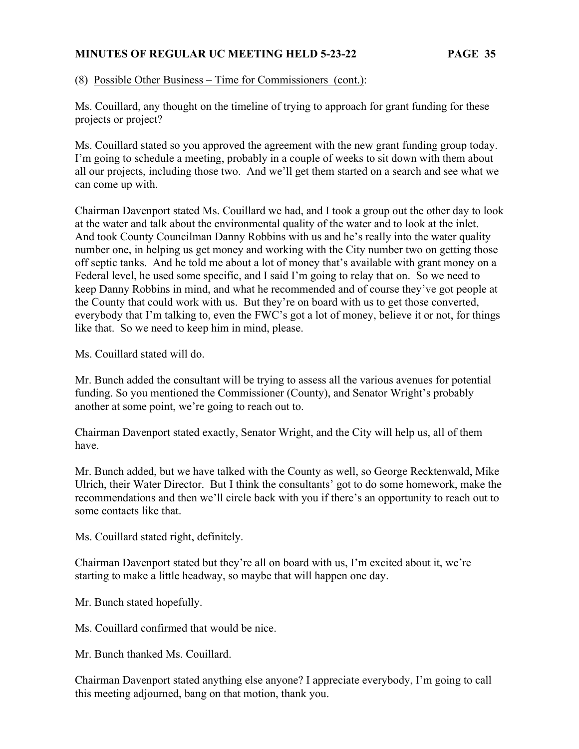(8) Possible Other Business – Time for Commissioners (cont.):

Ms. Couillard, any thought on the timeline of trying to approach for grant funding for these projects or project?

Ms. Couillard stated so you approved the agreement with the new grant funding group today. I'm going to schedule a meeting, probably in a couple of weeks to sit down with them about all our projects, including those two. And we'll get them started on a search and see what we can come up with.

Chairman Davenport stated Ms. Couillard we had, and I took a group out the other day to look at the water and talk about the environmental quality of the water and to look at the inlet. And took County Councilman Danny Robbins with us and he's really into the water quality number one, in helping us get money and working with the City number two on getting those off septic tanks. And he told me about a lot of money that's available with grant money on a Federal level, he used some specific, and I said I'm going to relay that on. So we need to keep Danny Robbins in mind, and what he recommended and of course they've got people at the County that could work with us. But they're on board with us to get those converted, everybody that I'm talking to, even the FWC's got a lot of money, believe it or not, for things like that. So we need to keep him in mind, please.

Ms. Couillard stated will do.

Mr. Bunch added the consultant will be trying to assess all the various avenues for potential funding. So you mentioned the Commissioner (County), and Senator Wright's probably another at some point, we're going to reach out to.

Chairman Davenport stated exactly, Senator Wright, and the City will help us, all of them have.

Mr. Bunch added, but we have talked with the County as well, so George Recktenwald, Mike Ulrich, their Water Director. But I think the consultants' got to do some homework, make the recommendations and then we'll circle back with you if there's an opportunity to reach out to some contacts like that.

Ms. Couillard stated right, definitely.

Chairman Davenport stated but they're all on board with us, I'm excited about it, we're starting to make a little headway, so maybe that will happen one day.

Mr. Bunch stated hopefully.

Ms. Couillard confirmed that would be nice.

Mr. Bunch thanked Ms. Couillard.

Chairman Davenport stated anything else anyone? I appreciate everybody, I'm going to call this meeting adjourned, bang on that motion, thank you.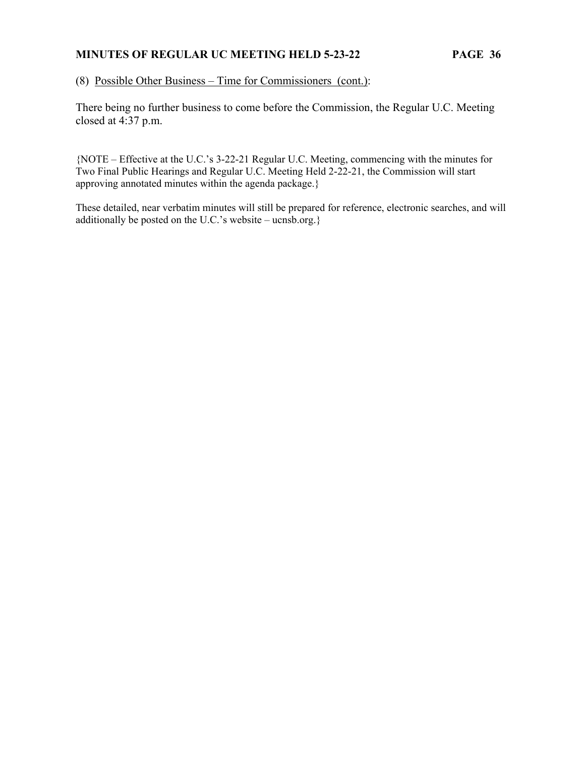(8) Possible Other Business – Time for Commissioners (cont.):

There being no further business to come before the Commission, the Regular U.C. Meeting closed at 4:37 p.m.

{NOTE – Effective at the U.C.'s 3-22-21 Regular U.C. Meeting, commencing with the minutes for Two Final Public Hearings and Regular U.C. Meeting Held 2-22-21, the Commission will start approving annotated minutes within the agenda package.}

These detailed, near verbatim minutes will still be prepared for reference, electronic searches, and will additionally be posted on the U.C.'s website – ucnsb.org.}